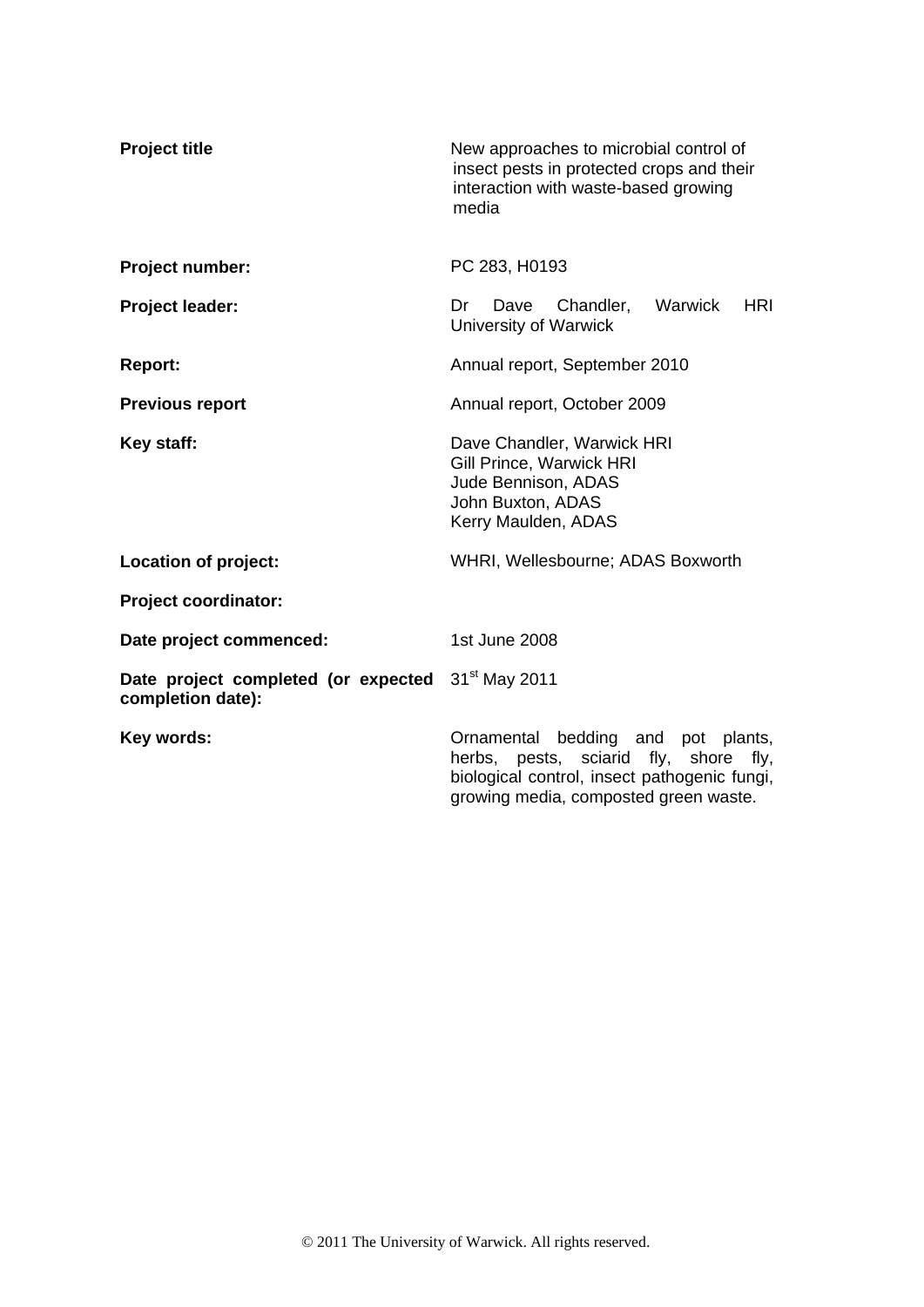| | |
|---|---|
| **Project title** | New approaches to microbial control of insect pests in protected crops and their interaction with waste-based growing media |
| **Project number:** | PC 283, H0193 |
| **Project leader:** | Dr Dave Chandler, Warwick HRI University of Warwick |
| **Report:** | Annual report, September 2010 |
| **Previous report** | Annual report, October 2009 |
| **Key staff:** | Dave Chandler, Warwick HRI<br>Gill Prince, Warwick HRI<br>Jude Bennison, ADAS<br>John Buxton, ADAS<br>Kerry Maulden, ADAS |
| **Location of project:** | WHRI, Wellesbourne; ADAS Boxworth |
| **Project coordinator:** | |
| **Date project commenced:** | 1st June 2008 |
| **Date project completed (or expected completion date):** | 31st May 2011 |
| **Key words:** | Ornamental bedding and pot plants, herbs, pests, sciarid fly, shore fly, biological control, insect pathogenic fungi, growing media, composted green waste. |

© 2011 The University of Warwick. All rights reserved.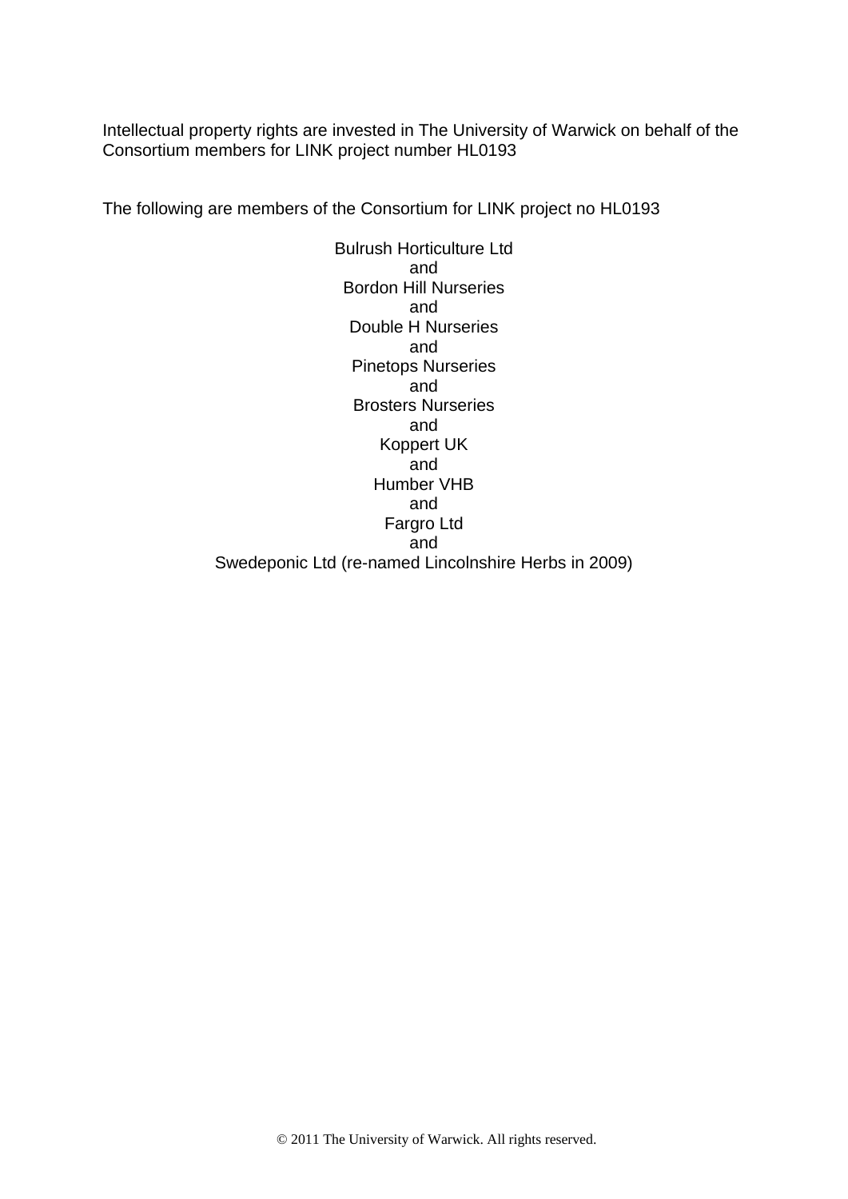Intellectual property rights are invested in The University of Warwick on behalf of the Consortium members for LINK project number HL0193

The following are members of the Consortium for LINK project no HL0193

Bulrush Horticulture Ltd
and
Bordon Hill Nurseries
and
Double H Nurseries
and
Pinetops Nurseries
and
Brosters Nurseries
and
Koppert UK
and
Humber VHB
and
Fargro Ltd
and
Swedeponic Ltd (re-named Lincolnshire Herbs in 2009)

© 2011 The University of Warwick. All rights reserved.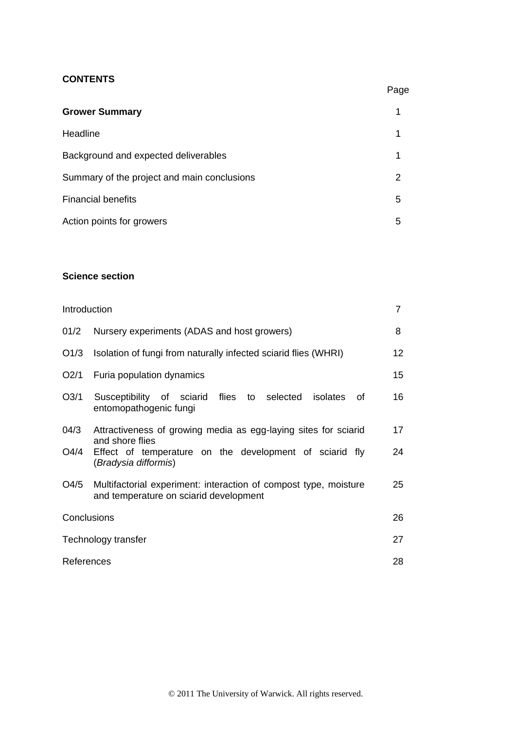**CONTENTS**

| | | Page |
|---|---|---|
| **Grower Summary** | | 1 |
| Headline | | 1 |
| Background and expected deliverables | | 1 |
| Summary of the project and main conclusions | | 2 |
| Financial benefits | | 5 |
| Action points for growers | | 5 |

**Science section**

| | | Page |
|---|---|---|
| Introduction | | 7 |
| 01/2 | Nursery experiments (ADAS and host growers) | 8 |
| O1/3 | Isolation of fungi from naturally infected sciarid flies (WHRI) | 12 |
| O2/1 | Furia population dynamics | 15 |
| O3/1 | Susceptibility of sciarid flies to selected isolates of entomopathogenic fungi | 16 |
| 04/3 | Attractiveness of growing media as egg-laying sites for sciarid and shore flies | 17 |
| O4/4 | Effect of temperature on the development of sciarid fly (*Bradysia difformis*) | 24 |
| O4/5 | Multifactorial experiment: interaction of compost type, moisture and temperature on sciarid development | 25 |
| Conclusions | | 26 |
| Technology transfer | | 27 |
| References | | 28 |

© 2011 The University of Warwick. All rights reserved.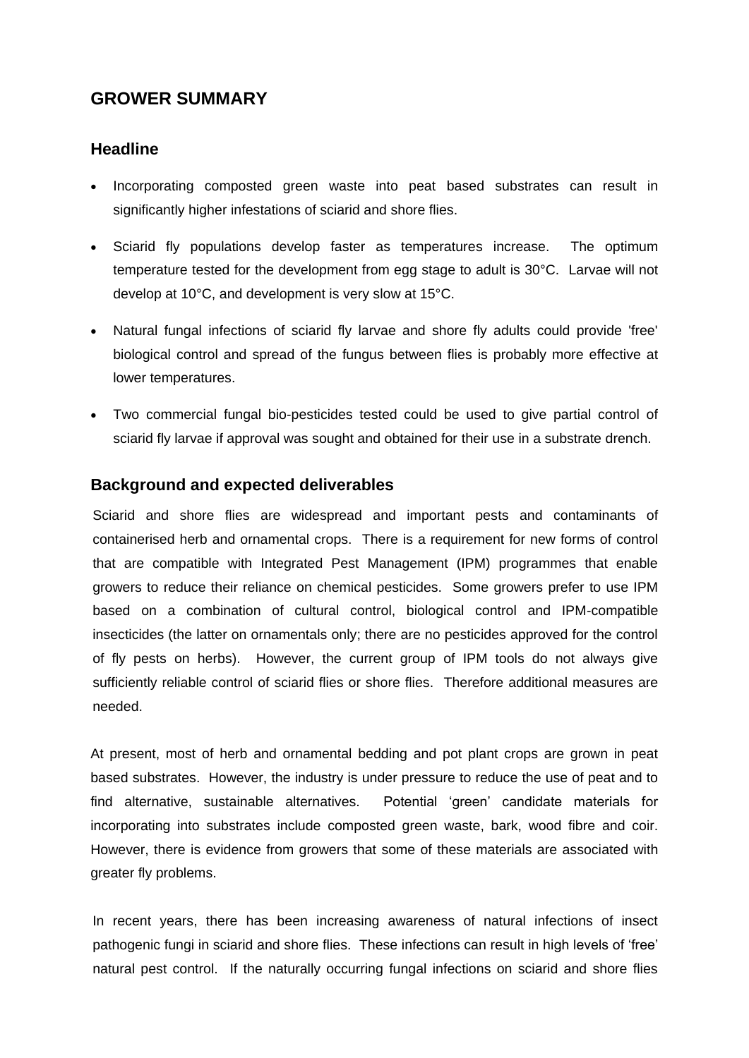# GROWER SUMMARY

## Headline

- Incorporating composted green waste into peat based substrates can result in significantly higher infestations of sciarid and shore flies.
- Sciarid fly populations develop faster as temperatures increase. The optimum temperature tested for the development from egg stage to adult is 30°C. Larvae will not develop at 10°C, and development is very slow at 15°C.
- Natural fungal infections of sciarid fly larvae and shore fly adults could provide 'free' biological control and spread of the fungus between flies is probably more effective at lower temperatures.
- Two commercial fungal bio-pesticides tested could be used to give partial control of sciarid fly larvae if approval was sought and obtained for their use in a substrate drench.

## Background and expected deliverables

Sciarid and shore flies are widespread and important pests and contaminants of containerised herb and ornamental crops. There is a requirement for new forms of control that are compatible with Integrated Pest Management (IPM) programmes that enable growers to reduce their reliance on chemical pesticides. Some growers prefer to use IPM based on a combination of cultural control, biological control and IPM-compatible insecticides (the latter on ornamentals only; there are no pesticides approved for the control of fly pests on herbs). However, the current group of IPM tools do not always give sufficiently reliable control of sciarid flies or shore flies. Therefore additional measures are needed.

At present, most of herb and ornamental bedding and pot plant crops are grown in peat based substrates. However, the industry is under pressure to reduce the use of peat and to find alternative, sustainable alternatives. Potential 'green' candidate materials for incorporating into substrates include composted green waste, bark, wood fibre and coir. However, there is evidence from growers that some of these materials are associated with greater fly problems.

In recent years, there has been increasing awareness of natural infections of insect pathogenic fungi in sciarid and shore flies. These infections can result in high levels of 'free' natural pest control. If the naturally occurring fungal infections on sciarid and shore flies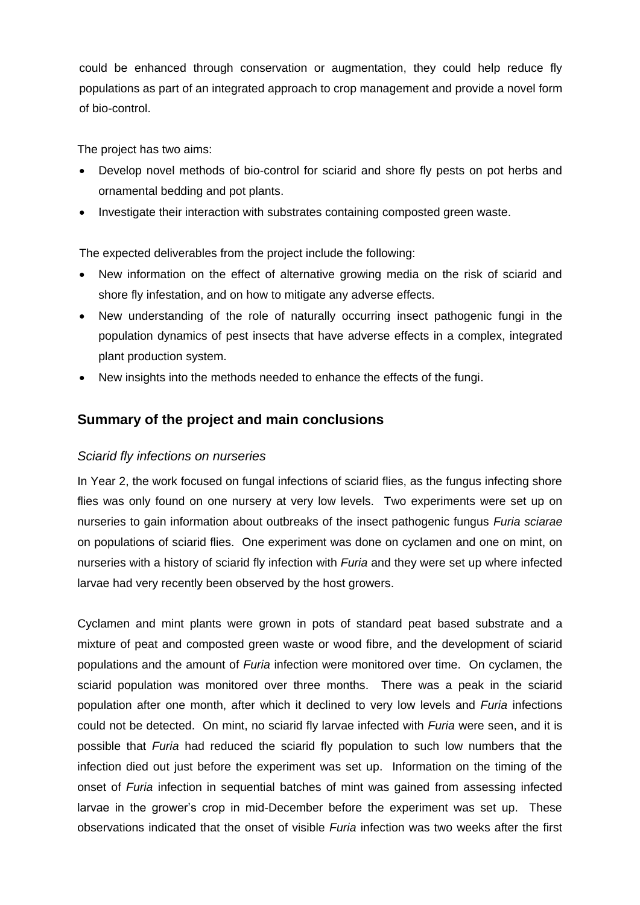could be enhanced through conservation or augmentation, they could help reduce fly populations as part of an integrated approach to crop management and provide a novel form of bio-control.

The project has two aims:

- Develop novel methods of bio-control for sciarid and shore fly pests on pot herbs and ornamental bedding and pot plants.
- Investigate their interaction with substrates containing composted green waste.

The expected deliverables from the project include the following:

- New information on the effect of alternative growing media on the risk of sciarid and shore fly infestation, and on how to mitigate any adverse effects.
- New understanding of the role of naturally occurring insect pathogenic fungi in the population dynamics of pest insects that have adverse effects in a complex, integrated plant production system.
- New insights into the methods needed to enhance the effects of the fungi.

## Summary of the project and main conclusions

### *Sciarid fly infections on nurseries*

In Year 2, the work focused on fungal infections of sciarid flies, as the fungus infecting shore flies was only found on one nursery at very low levels. Two experiments were set up on nurseries to gain information about outbreaks of the insect pathogenic fungus *Furia sciarae* on populations of sciarid flies. One experiment was done on cyclamen and one on mint, on nurseries with a history of sciarid fly infection with *Furia* and they were set up where infected larvae had very recently been observed by the host growers.

Cyclamen and mint plants were grown in pots of standard peat based substrate and a mixture of peat and composted green waste or wood fibre, and the development of sciarid populations and the amount of *Furia* infection were monitored over time. On cyclamen, the sciarid population was monitored over three months. There was a peak in the sciarid population after one month, after which it declined to very low levels and *Furia* infections could not be detected. On mint, no sciarid fly larvae infected with *Furia* were seen, and it is possible that *Furia* had reduced the sciarid fly population to such low numbers that the infection died out just before the experiment was set up. Information on the timing of the onset of *Furia* infection in sequential batches of mint was gained from assessing infected larvae in the grower's crop in mid-December before the experiment was set up. These observations indicated that the onset of visible *Furia* infection was two weeks after the first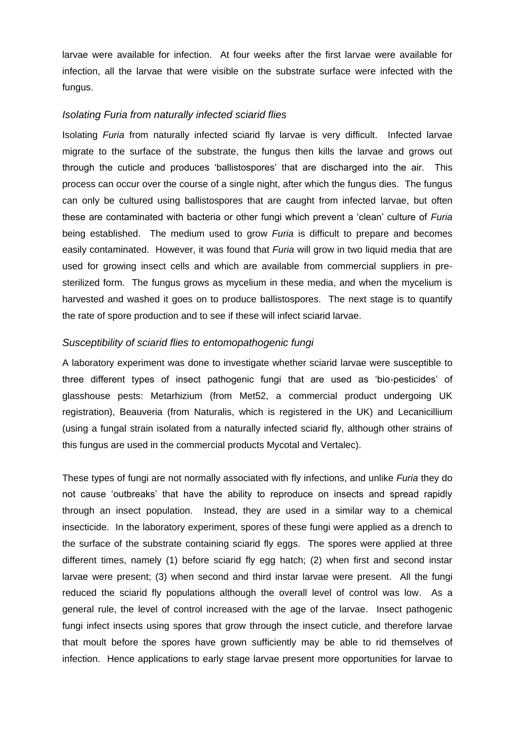larvae were available for infection. At four weeks after the first larvae were available for infection, all the larvae that were visible on the substrate surface were infected with the fungus.

### *Isolating Furia from naturally infected sciarid flies*

Isolating *Furia* from naturally infected sciarid fly larvae is very difficult. Infected larvae migrate to the surface of the substrate, the fungus then kills the larvae and grows out through the cuticle and produces 'ballistospores' that are discharged into the air. This process can occur over the course of a single night, after which the fungus dies. The fungus can only be cultured using ballistospores that are caught from infected larvae, but often these are contaminated with bacteria or other fungi which prevent a 'clean' culture of *Furia* being established. The medium used to grow *Furia* is difficult to prepare and becomes easily contaminated. However, it was found that *Furia* will grow in two liquid media that are used for growing insect cells and which are available from commercial suppliers in pre-sterilized form. The fungus grows as mycelium in these media, and when the mycelium is harvested and washed it goes on to produce ballistospores. The next stage is to quantify the rate of spore production and to see if these will infect sciarid larvae.

### *Susceptibility of sciarid flies to entomopathogenic fungi*

A laboratory experiment was done to investigate whether sciarid larvae were susceptible to three different types of insect pathogenic fungi that are used as 'bio-pesticides' of glasshouse pests: Metarhizium (from Met52, a commercial product undergoing UK registration), Beauveria (from Naturalis, which is registered in the UK) and Lecanicillium (using a fungal strain isolated from a naturally infected sciarid fly, although other strains of this fungus are used in the commercial products Mycotal and Vertalec).

These types of fungi are not normally associated with fly infections, and unlike *Furia* they do not cause 'outbreaks' that have the ability to reproduce on insects and spread rapidly through an insect population. Instead, they are used in a similar way to a chemical insecticide. In the laboratory experiment, spores of these fungi were applied as a drench to the surface of the substrate containing sciarid fly eggs. The spores were applied at three different times, namely (1) before sciarid fly egg hatch; (2) when first and second instar larvae were present; (3) when second and third instar larvae were present. All the fungi reduced the sciarid fly populations although the overall level of control was low. As a general rule, the level of control increased with the age of the larvae. Insect pathogenic fungi infect insects using spores that grow through the insect cuticle, and therefore larvae that moult before the spores have grown sufficiently may be able to rid themselves of infection. Hence applications to early stage larvae present more opportunities for larvae to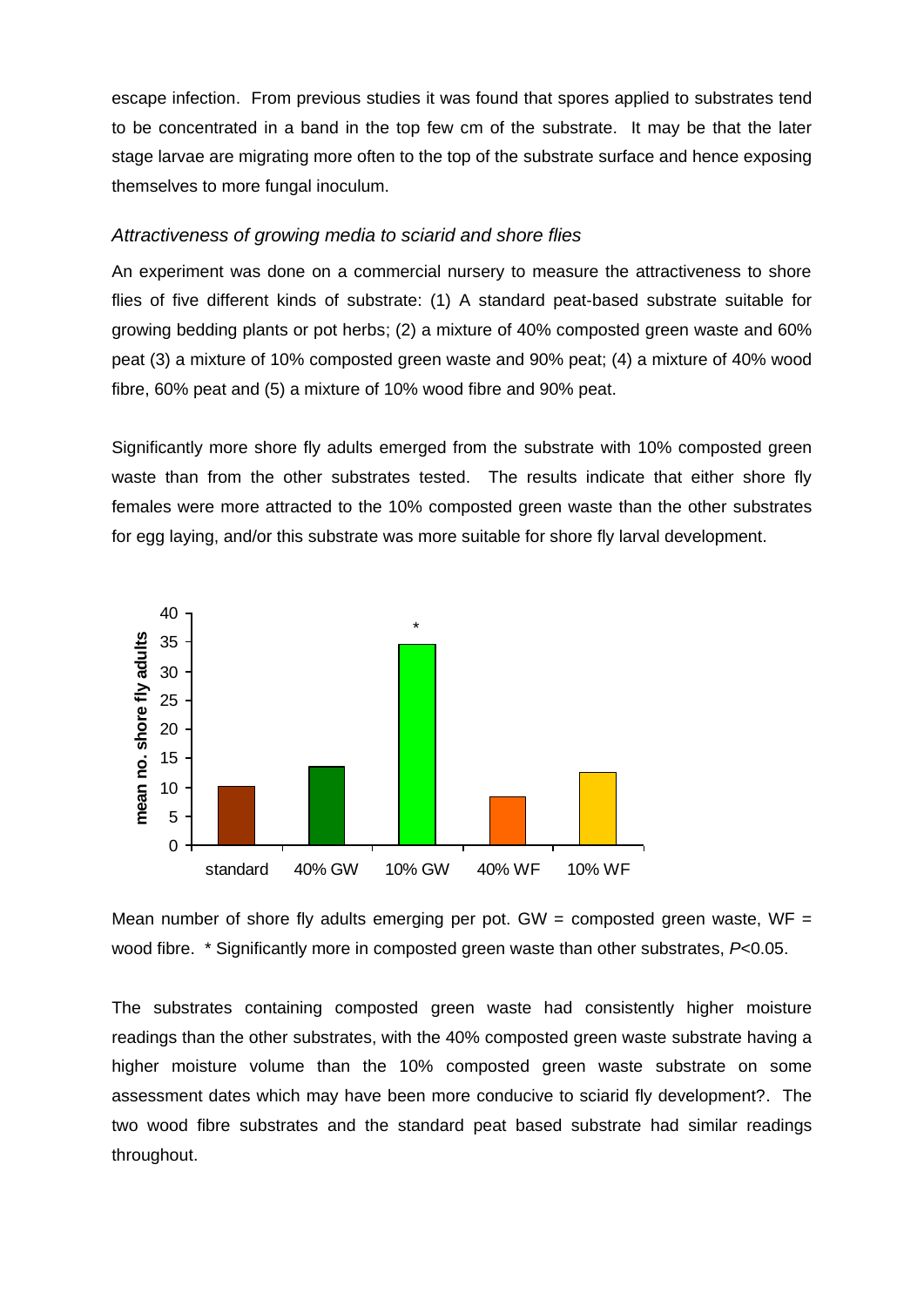escape infection. From previous studies it was found that spores applied to substrates tend to be concentrated in a band in the top few cm of the substrate. It may be that the later stage larvae are migrating more often to the top of the substrate surface and hence exposing themselves to more fungal inoculum.

### *Attractiveness of growing media to sciarid and shore flies*

An experiment was done on a commercial nursery to measure the attractiveness to shore flies of five different kinds of substrate: (1) A standard peat-based substrate suitable for growing bedding plants or pot herbs; (2) a mixture of 40% composted green waste and 60% peat (3) a mixture of 10% composted green waste and 90% peat; (4) a mixture of 40% wood fibre, 60% peat and (5) a mixture of 10% wood fibre and 90% peat.

Significantly more shore fly adults emerged from the substrate with 10% composted green waste than from the other substrates tested. The results indicate that either shore fly females were more attracted to the 10% composted green waste than the other substrates for egg laying, and/or this substrate was more suitable for shore fly larval development.

Mean number of shore fly adults emerging per pot. GW = composted green waste, WF = wood fibre. * Significantly more in composted green waste than other substrates, *P*<0.05.

The substrates containing composted green waste had consistently higher moisture readings than the other substrates, with the 40% composted green waste substrate having a higher moisture volume than the 10% composted green waste substrate on some assessment dates which may have been more conducive to sciarid fly development?. The two wood fibre substrates and the standard peat based substrate had similar readings throughout.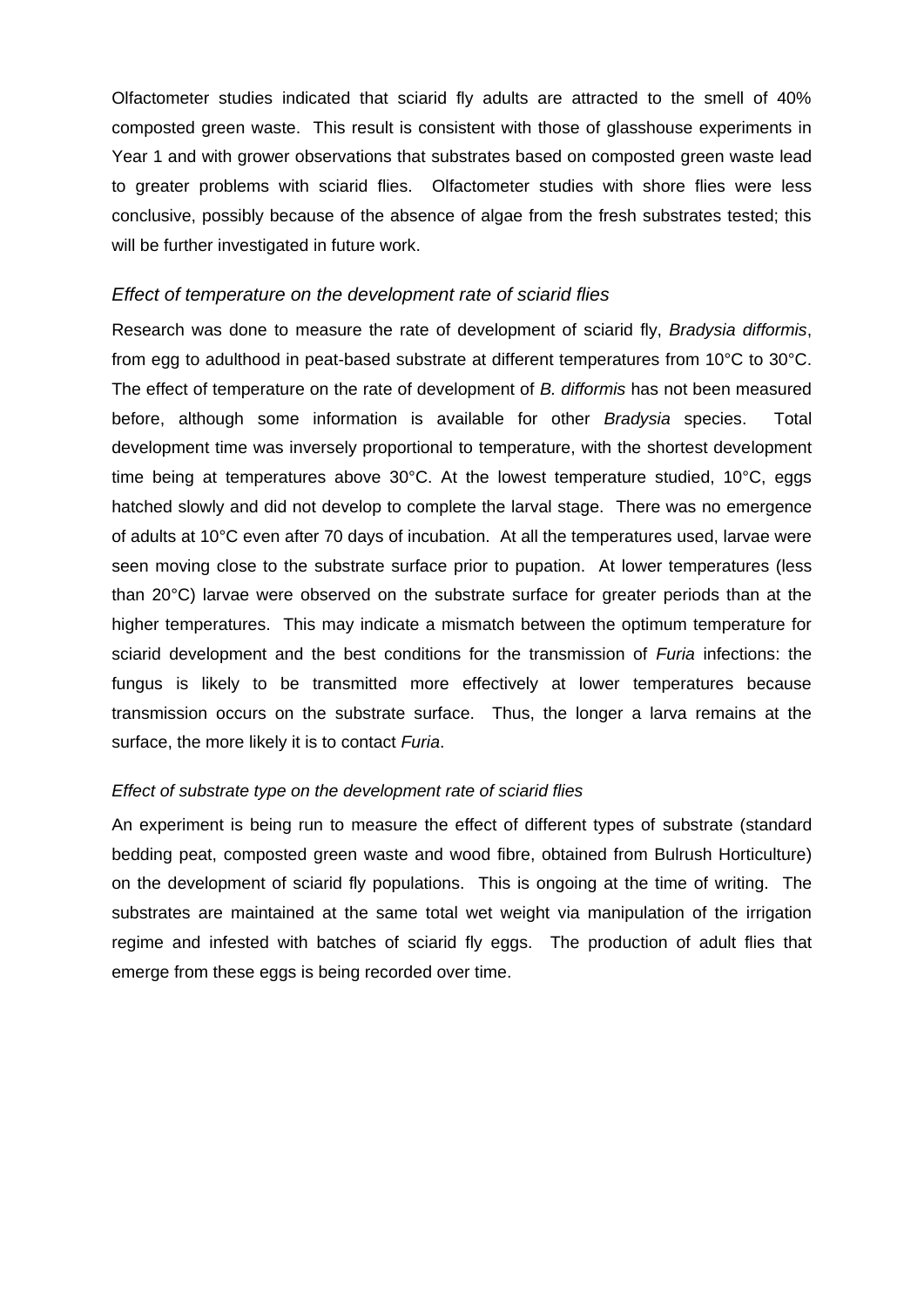Olfactometer studies indicated that sciarid fly adults are attracted to the smell of 40% composted green waste. This result is consistent with those of glasshouse experiments in Year 1 and with grower observations that substrates based on composted green waste lead to greater problems with sciarid flies. Olfactometer studies with shore flies were less conclusive, possibly because of the absence of algae from the fresh substrates tested; this will be further investigated in future work.

### *Effect of temperature on the development rate of sciarid flies*

Research was done to measure the rate of development of sciarid fly, *Bradysia difformis*, from egg to adulthood in peat-based substrate at different temperatures from 10°C to 30°C. The effect of temperature on the rate of development of *B. difformis* has not been measured before, although some information is available for other *Bradysia* species. Total development time was inversely proportional to temperature, with the shortest development time being at temperatures above 30°C. At the lowest temperature studied, 10°C, eggs hatched slowly and did not develop to complete the larval stage. There was no emergence of adults at 10°C even after 70 days of incubation. At all the temperatures used, larvae were seen moving close to the substrate surface prior to pupation. At lower temperatures (less than 20°C) larvae were observed on the substrate surface for greater periods than at the higher temperatures. This may indicate a mismatch between the optimum temperature for sciarid development and the best conditions for the transmission of *Furia* infections: the fungus is likely to be transmitted more effectively at lower temperatures because transmission occurs on the substrate surface. Thus, the longer a larva remains at the surface, the more likely it is to contact *Furia*.

#### *Effect of substrate type on the development rate of sciarid flies*

An experiment is being run to measure the effect of different types of substrate (standard bedding peat, composted green waste and wood fibre, obtained from Bulrush Horticulture) on the development of sciarid fly populations. This is ongoing at the time of writing. The substrates are maintained at the same total wet weight via manipulation of the irrigation regime and infested with batches of sciarid fly eggs. The production of adult flies that emerge from these eggs is being recorded over time.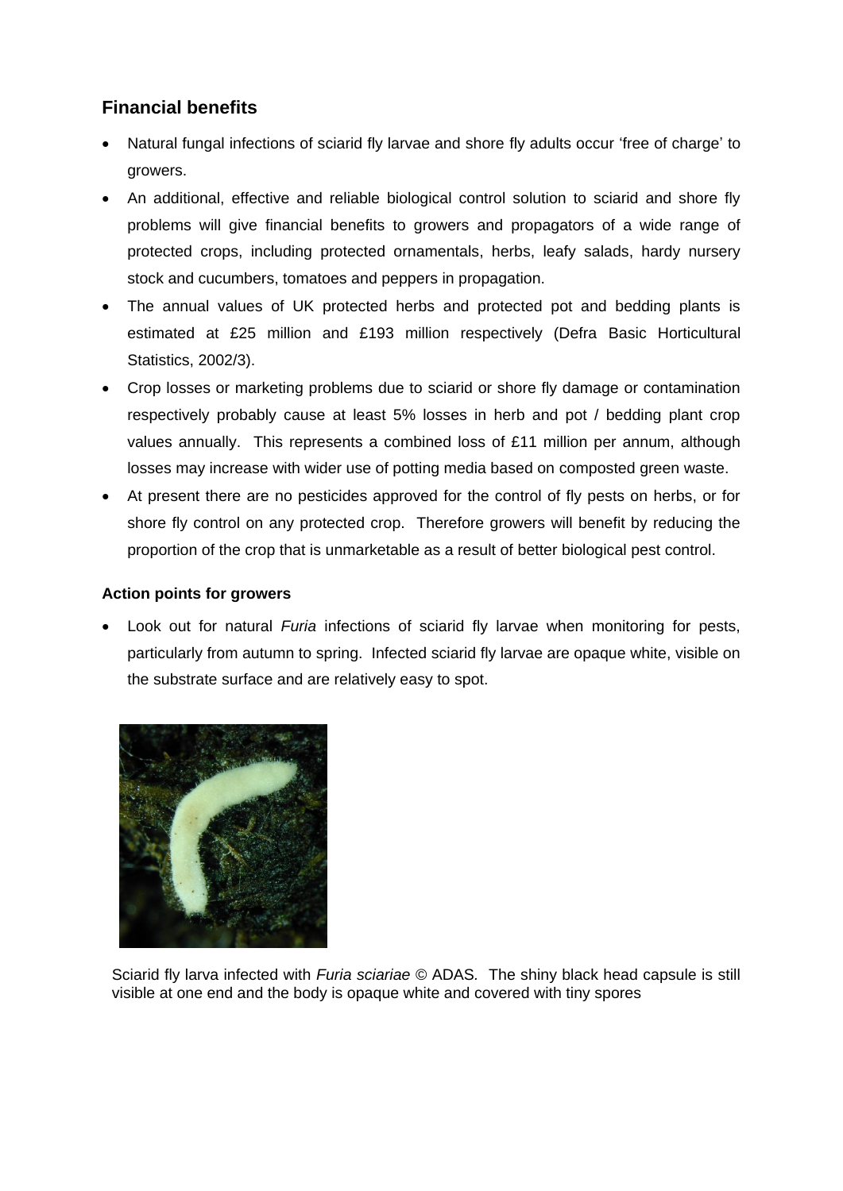## Financial benefits

- Natural fungal infections of sciarid fly larvae and shore fly adults occur 'free of charge' to growers.
- An additional, effective and reliable biological control solution to sciarid and shore fly problems will give financial benefits to growers and propagators of a wide range of protected crops, including protected ornamentals, herbs, leafy salads, hardy nursery stock and cucumbers, tomatoes and peppers in propagation.
- The annual values of UK protected herbs and protected pot and bedding plants is estimated at £25 million and £193 million respectively (Defra Basic Horticultural Statistics, 2002/3).
- Crop losses or marketing problems due to sciarid or shore fly damage or contamination respectively probably cause at least 5% losses in herb and pot / bedding plant crop values annually. This represents a combined loss of £11 million per annum, although losses may increase with wider use of potting media based on composted green waste.
- At present there are no pesticides approved for the control of fly pests on herbs, or for shore fly control on any protected crop. Therefore growers will benefit by reducing the proportion of the crop that is unmarketable as a result of better biological pest control.

**Action points for growers**

- Look out for natural *Furia* infections of sciarid fly larvae when monitoring for pests, particularly from autumn to spring. Infected sciarid fly larvae are opaque white, visible on the substrate surface and are relatively easy to spot.

Sciarid fly larva infected with *Furia sciariae* © ADAS. The shiny black head capsule is still visible at one end and the body is opaque white and covered with tiny spores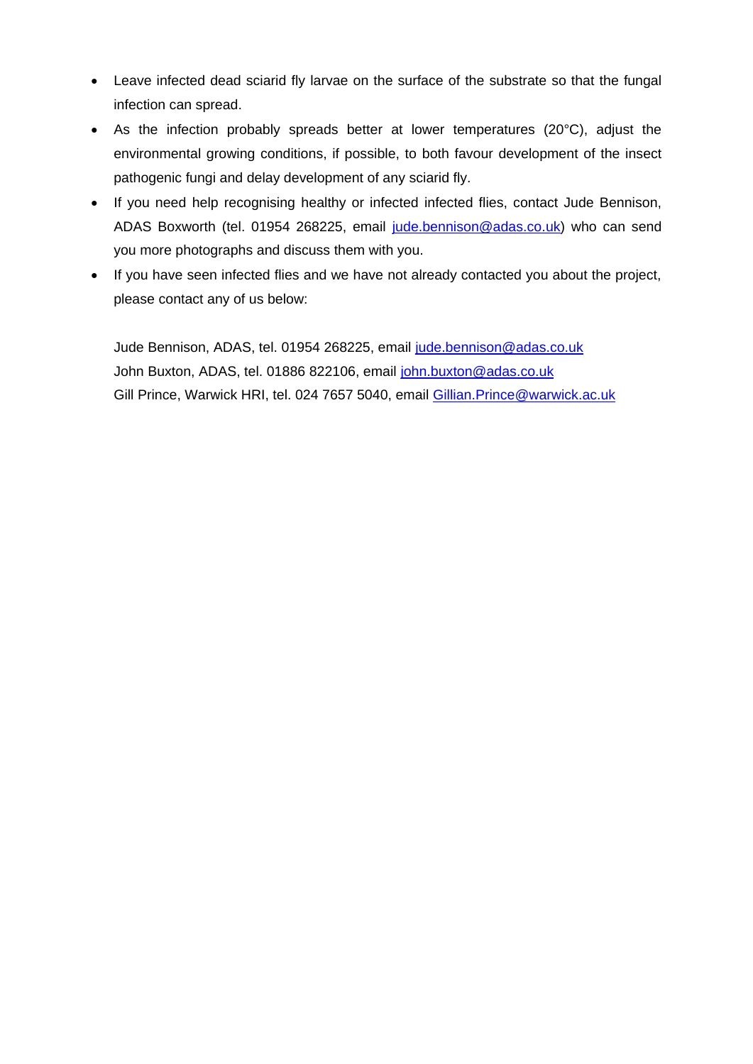- Leave infected dead sciarid fly larvae on the surface of the substrate so that the fungal infection can spread.
- As the infection probably spreads better at lower temperatures (20°C), adjust the environmental growing conditions, if possible, to both favour development of the insect pathogenic fungi and delay development of any sciarid fly.
- If you need help recognising healthy or infected infected flies, contact Jude Bennison, ADAS Boxworth (tel. 01954 268225, email jude.bennison@adas.co.uk) who can send you more photographs and discuss them with you.
- If you have seen infected flies and we have not already contacted you about the project, please contact any of us below:

  Jude Bennison, ADAS, tel. 01954 268225, email jude.bennison@adas.co.uk
  John Buxton, ADAS, tel. 01886 822106, email john.buxton@adas.co.uk
  Gill Prince, Warwick HRI, tel. 024 7657 5040, email Gillian.Prince@warwick.ac.uk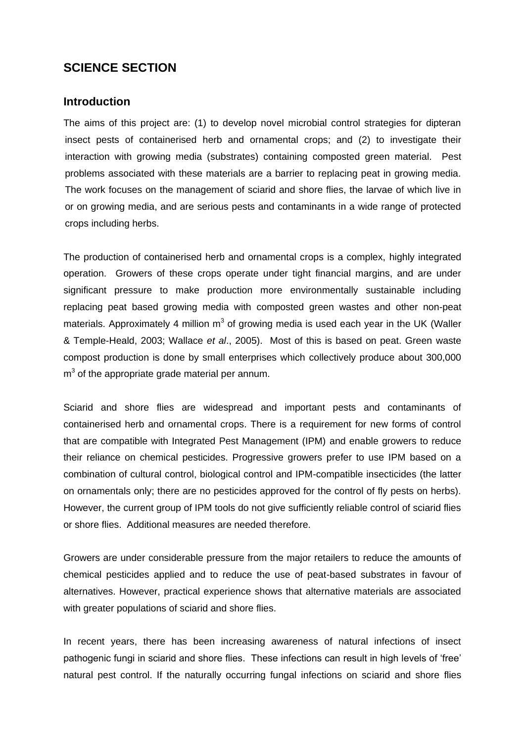## SCIENCE SECTION

### Introduction

The aims of this project are: (1) to develop novel microbial control strategies for dipteran insect pests of containerised herb and ornamental crops; and (2) to investigate their interaction with growing media (substrates) containing composted green material. Pest problems associated with these materials are a barrier to replacing peat in growing media. The work focuses on the management of sciarid and shore flies, the larvae of which live in or on growing media, and are serious pests and contaminants in a wide range of protected crops including herbs.

The production of containerised herb and ornamental crops is a complex, highly integrated operation. Growers of these crops operate under tight financial margins, and are under significant pressure to make production more environmentally sustainable including replacing peat based growing media with composted green wastes and other non-peat materials. Approximately 4 million $m^3$ of growing media is used each year in the UK (Waller & Temple-Heald, 2003; Wallace *et al*., 2005). Most of this is based on peat. Green waste compost production is done by small enterprises which collectively produce about 300,000 $m^3$ of the appropriate grade material per annum.

Sciarid and shore flies are widespread and important pests and contaminants of containerised herb and ornamental crops. There is a requirement for new forms of control that are compatible with Integrated Pest Management (IPM) and enable growers to reduce their reliance on chemical pesticides. Progressive growers prefer to use IPM based on a combination of cultural control, biological control and IPM-compatible insecticides (the latter on ornamentals only; there are no pesticides approved for the control of fly pests on herbs). However, the current group of IPM tools do not give sufficiently reliable control of sciarid flies or shore flies. Additional measures are needed therefore.

Growers are under considerable pressure from the major retailers to reduce the amounts of chemical pesticides applied and to reduce the use of peat-based substrates in favour of alternatives. However, practical experience shows that alternative materials are associated with greater populations of sciarid and shore flies.

In recent years, there has been increasing awareness of natural infections of insect pathogenic fungi in sciarid and shore flies. These infections can result in high levels of 'free' natural pest control. If the naturally occurring fungal infections on sciarid and shore flies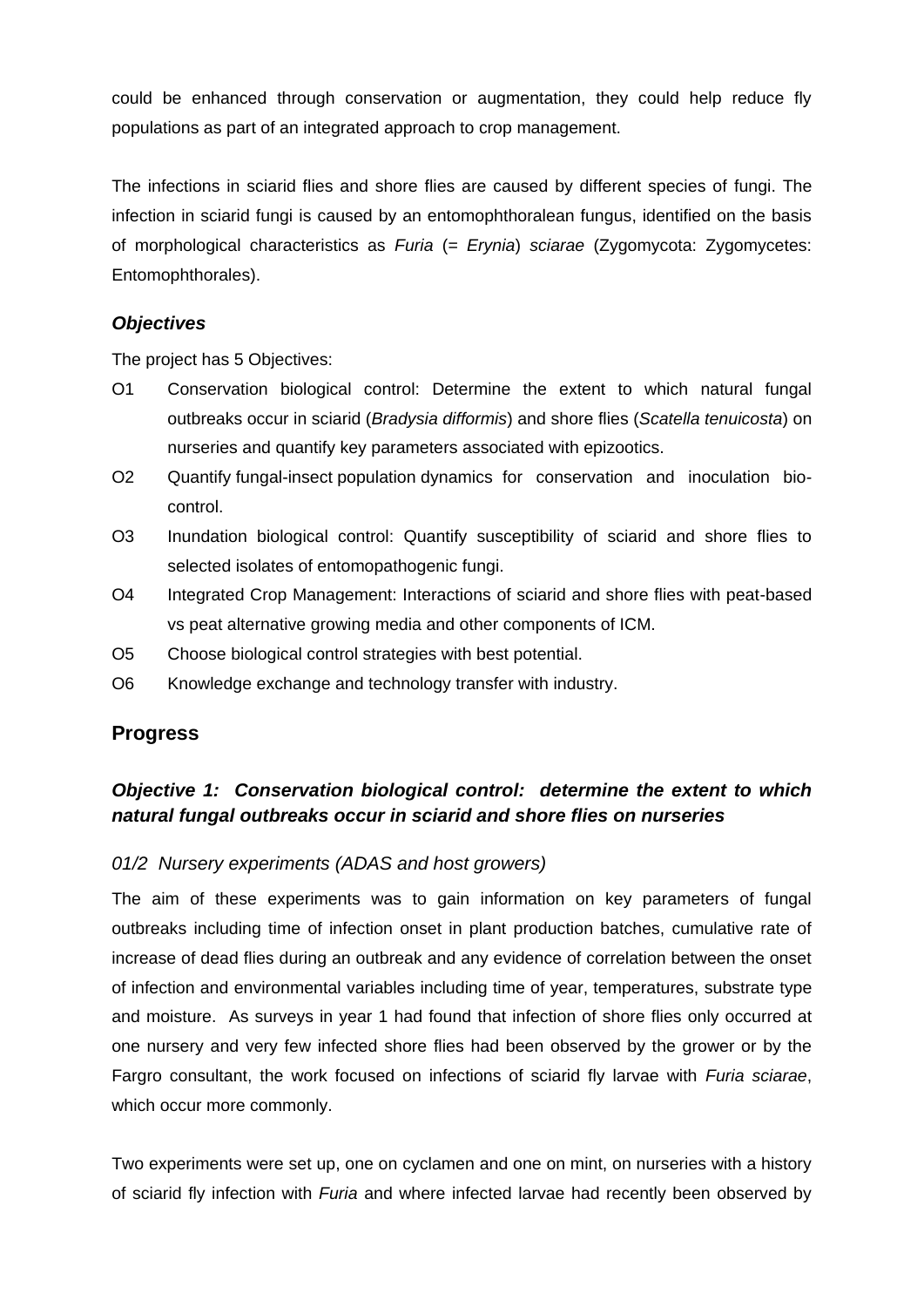could be enhanced through conservation or augmentation, they could help reduce fly populations as part of an integrated approach to crop management.

The infections in sciarid flies and shore flies are caused by different species of fungi. The infection in sciarid fungi is caused by an entomophthoralean fungus, identified on the basis of morphological characteristics as *Furia* (= *Erynia*) *sciarae* (Zygomycota: Zygomycetes: Entomophthorales).

### *Objectives*

The project has 5 Objectives:

- O1 Conservation biological control: Determine the extent to which natural fungal outbreaks occur in sciarid (*Bradysia difformis*) and shore flies (*Scatella tenuicosta*) on nurseries and quantify key parameters associated with epizootics.
- O2 Quantify fungal-insect population dynamics for conservation and inoculation bio-control.
- O3 Inundation biological control: Quantify susceptibility of sciarid and shore flies to selected isolates of entomopathogenic fungi.
- O4 Integrated Crop Management: Interactions of sciarid and shore flies with peat-based vs peat alternative growing media and other components of ICM.
- O5 Choose biological control strategies with best potential.
- O6 Knowledge exchange and technology transfer with industry.

## Progress

### *Objective 1: Conservation biological control: determine the extent to which natural fungal outbreaks occur in sciarid and shore flies on nurseries*

#### *01/2 Nursery experiments (ADAS and host growers)*

The aim of these experiments was to gain information on key parameters of fungal outbreaks including time of infection onset in plant production batches, cumulative rate of increase of dead flies during an outbreak and any evidence of correlation between the onset of infection and environmental variables including time of year, temperatures, substrate type and moisture. As surveys in year 1 had found that infection of shore flies only occurred at one nursery and very few infected shore flies had been observed by the grower or by the Fargro consultant, the work focused on infections of sciarid fly larvae with *Furia sciarae*, which occur more commonly.

Two experiments were set up, one on cyclamen and one on mint, on nurseries with a history of sciarid fly infection with *Furia* and where infected larvae had recently been observed by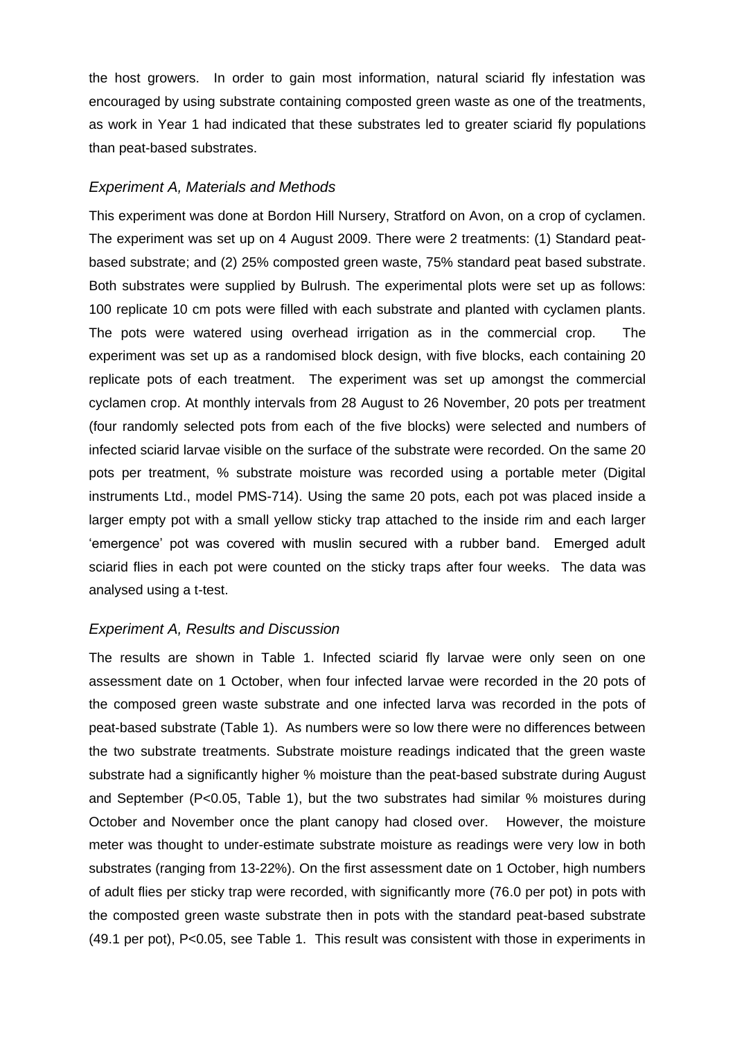the host growers. In order to gain most information, natural sciarid fly infestation was encouraged by using substrate containing composted green waste as one of the treatments, as work in Year 1 had indicated that these substrates led to greater sciarid fly populations than peat-based substrates.

### *Experiment A, Materials and Methods*

This experiment was done at Bordon Hill Nursery, Stratford on Avon, on a crop of cyclamen. The experiment was set up on 4 August 2009. There were 2 treatments: (1) Standard peat-based substrate; and (2) 25% composted green waste, 75% standard peat based substrate. Both substrates were supplied by Bulrush. The experimental plots were set up as follows: 100 replicate 10 cm pots were filled with each substrate and planted with cyclamen plants. The pots were watered using overhead irrigation as in the commercial crop. The experiment was set up as a randomised block design, with five blocks, each containing 20 replicate pots of each treatment. The experiment was set up amongst the commercial cyclamen crop. At monthly intervals from 28 August to 26 November, 20 pots per treatment (four randomly selected pots from each of the five blocks) were selected and numbers of infected sciarid larvae visible on the surface of the substrate were recorded. On the same 20 pots per treatment, % substrate moisture was recorded using a portable meter (Digital instruments Ltd., model PMS-714). Using the same 20 pots, each pot was placed inside a larger empty pot with a small yellow sticky trap attached to the inside rim and each larger 'emergence' pot was covered with muslin secured with a rubber band. Emerged adult sciarid flies in each pot were counted on the sticky traps after four weeks. The data was analysed using a t-test.

### *Experiment A, Results and Discussion*

The results are shown in Table 1. Infected sciarid fly larvae were only seen on one assessment date on 1 October, when four infected larvae were recorded in the 20 pots of the composed green waste substrate and one infected larva was recorded in the pots of peat-based substrate (Table 1). As numbers were so low there were no differences between the two substrate treatments. Substrate moisture readings indicated that the green waste substrate had a significantly higher % moisture than the peat-based substrate during August and September ($P<0.05$, Table 1), but the two substrates had similar % moistures during October and November once the plant canopy had closed over. However, the moisture meter was thought to under-estimate substrate moisture as readings were very low in both substrates (ranging from 13-22%). On the first assessment date on 1 October, high numbers of adult flies per sticky trap were recorded, with significantly more (76.0 per pot) in pots with the composted green waste substrate then in pots with the standard peat-based substrate (49.1 per pot), $P<0.05$, see Table 1. This result was consistent with those in experiments in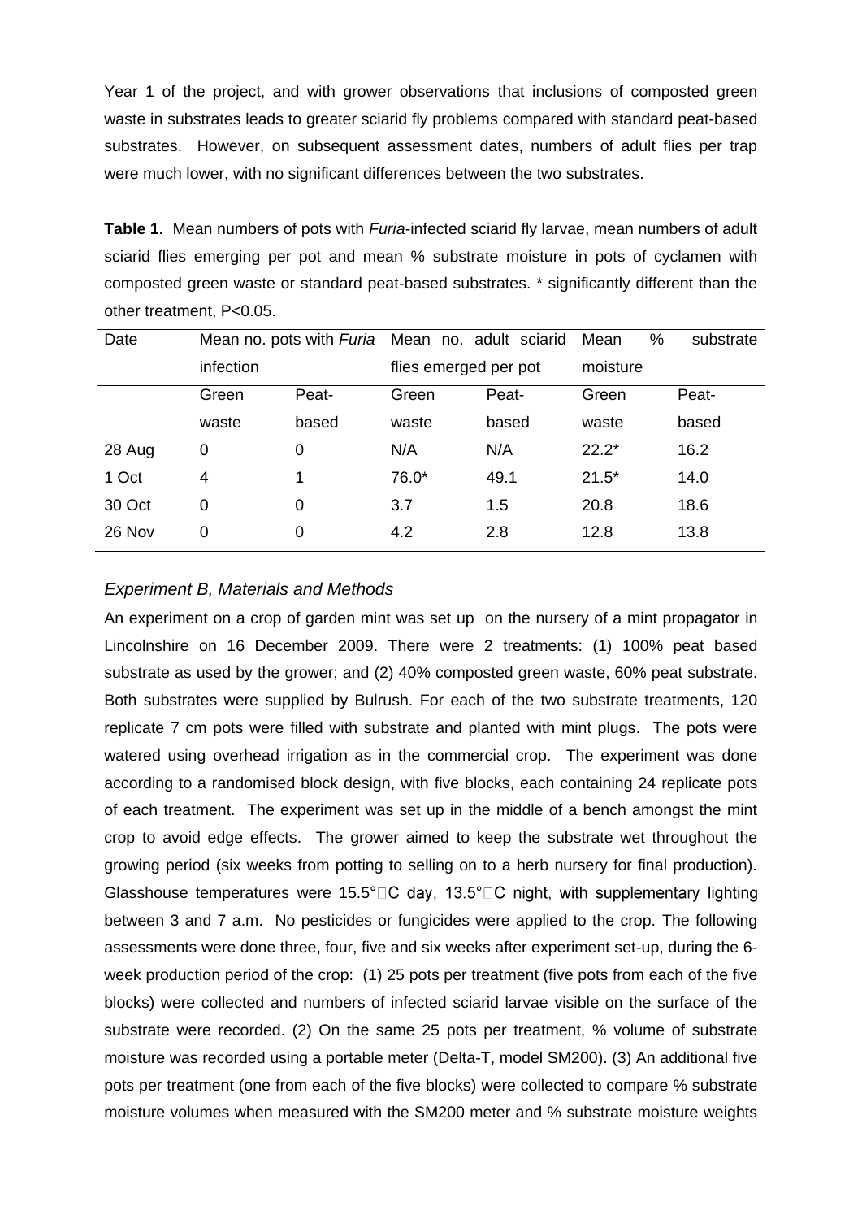Year 1 of the project, and with grower observations that inclusions of composted green waste in substrates leads to greater sciarid fly problems compared with standard peat-based substrates. However, on subsequent assessment dates, numbers of adult flies per trap were much lower, with no significant differences between the two substrates.

**Table 1.** Mean numbers of pots with *Furia*-infected sciarid fly larvae, mean numbers of adult sciarid flies emerging per pot and mean % substrate moisture in pots of cyclamen with composted green waste or standard peat-based substrates. * significantly different than the other treatment, $P<0.05$.

| Date | Mean no. pots with *Furia* infection | | Mean no. adult sciarid flies emerged per pot | | Mean % substrate moisture | |
|---|---|---|---|---|---|---|
| | Green waste | Peat-based | Green waste | Peat-based | Green waste | Peat-based |
| 28 Aug | 0 | 0 | N/A | N/A | 22.2* | 16.2 |
| 1 Oct | 4 | 1 | 76.0* | 49.1 | 21.5* | 14.0 |
| 30 Oct | 0 | 0 | 3.7 | 1.5 | 20.8 | 18.6 |
| 26 Nov | 0 | 0 | 4.2 | 2.8 | 12.8 | 13.8 |

### *Experiment B, Materials and Methods*

An experiment on a crop of garden mint was set up on the nursery of a mint propagator in Lincolnshire on 16 December 2009. There were 2 treatments: (1) 100% peat based substrate as used by the grower; and (2) 40% composted green waste, 60% peat substrate. Both substrates were supplied by Bulrush. For each of the two substrate treatments, 120 replicate 7 cm pots were filled with substrate and planted with mint plugs. The pots were watered using overhead irrigation as in the commercial crop. The experiment was done according to a randomised block design, with five blocks, each containing 24 replicate pots of each treatment. The experiment was set up in the middle of a bench amongst the mint crop to avoid edge effects. The grower aimed to keep the substrate wet throughout the growing period (six weeks from potting to selling on to a herb nursery for final production). Glasshouse temperatures were 15.5°C day, 13.5°C night, with supplementary lighting between 3 and 7 a.m. No pesticides or fungicides were applied to the crop. The following assessments were done three, four, five and six weeks after experiment set-up, during the 6-week production period of the crop: (1) 25 pots per treatment (five pots from each of the five blocks) were collected and numbers of infected sciarid larvae visible on the surface of the substrate were recorded. (2) On the same 25 pots per treatment, % volume of substrate moisture was recorded using a portable meter (Delta-T, model SM200). (3) An additional five pots per treatment (one from each of the five blocks) were collected to compare % substrate moisture volumes when measured with the SM200 meter and % substrate moisture weights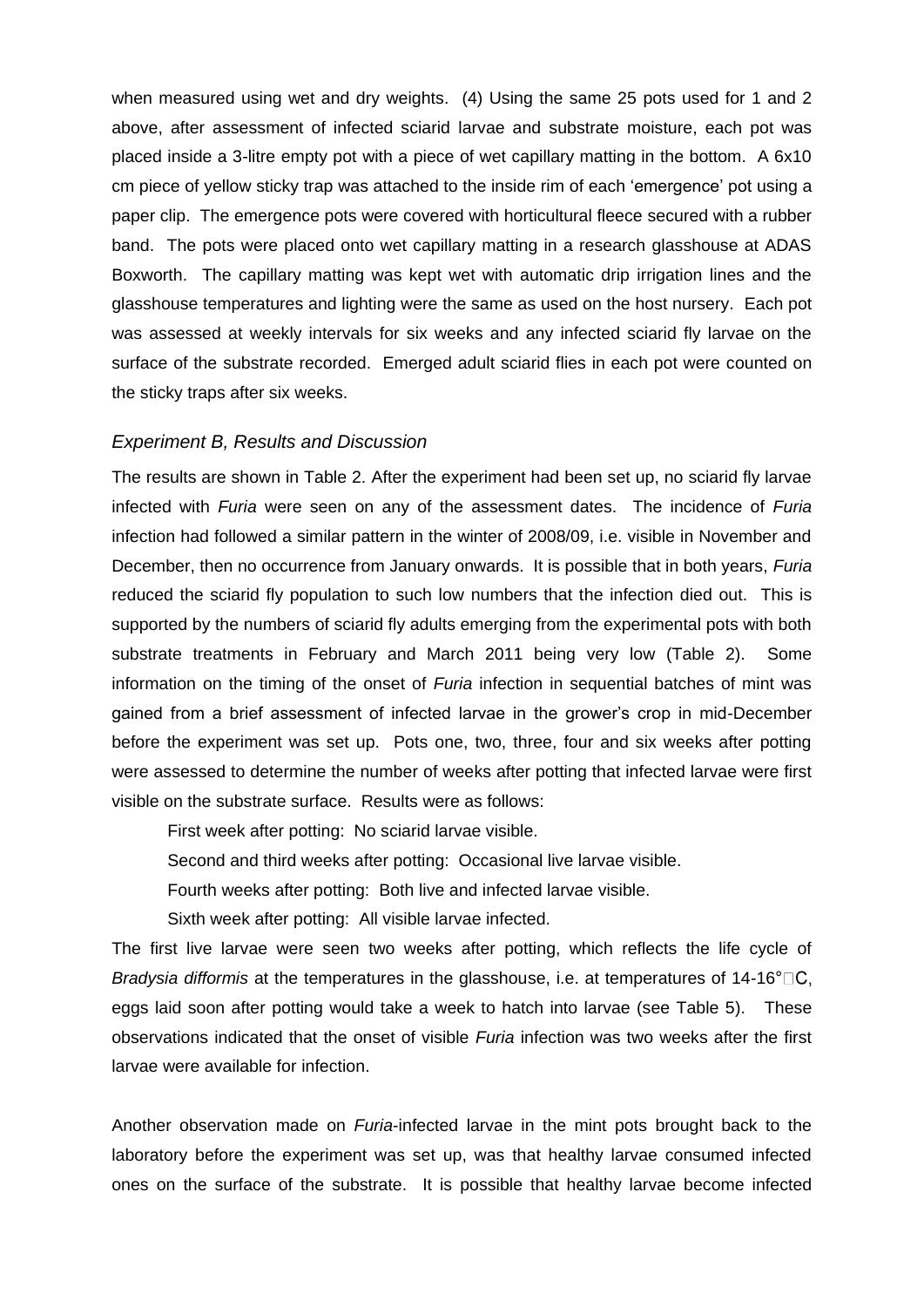when measured using wet and dry weights. (4) Using the same 25 pots used for 1 and 2 above, after assessment of infected sciarid larvae and substrate moisture, each pot was placed inside a 3-litre empty pot with a piece of wet capillary matting in the bottom. A 6x10 cm piece of yellow sticky trap was attached to the inside rim of each 'emergence' pot using a paper clip. The emergence pots were covered with horticultural fleece secured with a rubber band. The pots were placed onto wet capillary matting in a research glasshouse at ADAS Boxworth. The capillary matting was kept wet with automatic drip irrigation lines and the glasshouse temperatures and lighting were the same as used on the host nursery. Each pot was assessed at weekly intervals for six weeks and any infected sciarid fly larvae on the surface of the substrate recorded. Emerged adult sciarid flies in each pot were counted on the sticky traps after six weeks.

### *Experiment B, Results and Discussion*

The results are shown in Table 2. After the experiment had been set up, no sciarid fly larvae infected with *Furia* were seen on any of the assessment dates. The incidence of *Furia* infection had followed a similar pattern in the winter of 2008/09, i.e. visible in November and December, then no occurrence from January onwards. It is possible that in both years, *Furia* reduced the sciarid fly population to such low numbers that the infection died out. This is supported by the numbers of sciarid fly adults emerging from the experimental pots with both substrate treatments in February and March 2011 being very low (Table 2). Some information on the timing of the onset of *Furia* infection in sequential batches of mint was gained from a brief assessment of infected larvae in the grower's crop in mid-December before the experiment was set up. Pots one, two, three, four and six weeks after potting were assessed to determine the number of weeks after potting that infected larvae were first visible on the substrate surface. Results were as follows:

First week after potting: No sciarid larvae visible.

Second and third weeks after potting: Occasional live larvae visible.

Fourth weeks after potting: Both live and infected larvae visible.

Sixth week after potting: All visible larvae infected.

The first live larvae were seen two weeks after potting, which reflects the life cycle of *Bradysia difformis* at the temperatures in the glasshouse, i.e. at temperatures of 14-16°C, eggs laid soon after potting would take a week to hatch into larvae (see Table 5). These observations indicated that the onset of visible *Furia* infection was two weeks after the first larvae were available for infection.

Another observation made on *Furia*-infected larvae in the mint pots brought back to the laboratory before the experiment was set up, was that healthy larvae consumed infected ones on the surface of the substrate. It is possible that healthy larvae become infected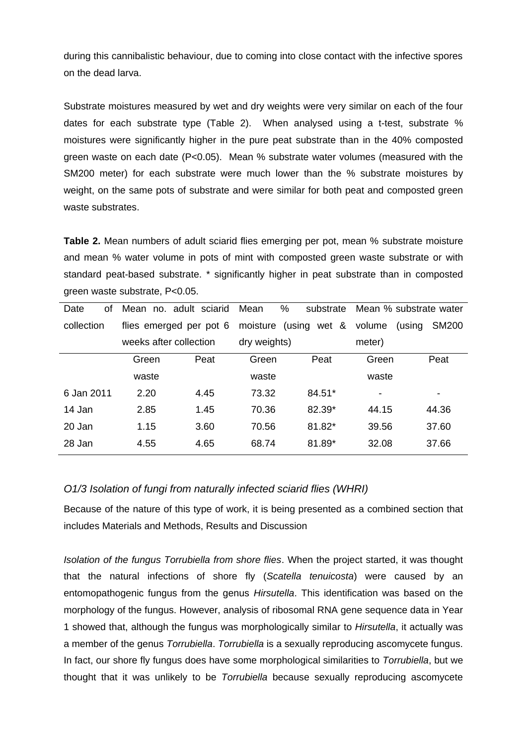during this cannibalistic behaviour, due to coming into close contact with the infective spores on the dead larva.

Substrate moistures measured by wet and dry weights were very similar on each of the four dates for each substrate type (Table 2). When analysed using a t-test, substrate % moistures were significantly higher in the pure peat substrate than in the 40% composted green waste on each date (P<0.05). Mean % substrate water volumes (measured with the SM200 meter) for each substrate were much lower than the % substrate moistures by weight, on the same pots of substrate and were similar for both peat and composted green waste substrates.

**Table 2.** Mean numbers of adult sciarid flies emerging per pot, mean % substrate moisture and mean % water volume in pots of mint with composted green waste substrate or with standard peat-based substrate. * significantly higher in peat substrate than in composted green waste substrate, P<0.05.

| Date of collection | Mean no. adult sciarid flies emerged per pot 6 weeks after collection | | Mean % substrate moisture (using wet & dry weights) | | Mean % substrate water volume (using SM200 meter) | |
|---|---|---|---|---|---|---|
| | Green waste | Peat | Green waste | Peat | Green waste | Peat |
| 6 Jan 2011 | 2.20 | 4.45 | 73.32 | 84.51* | - | - |
| 14 Jan | 2.85 | 1.45 | 70.36 | 82.39* | 44.15 | 44.36 |
| 20 Jan | 1.15 | 3.60 | 70.56 | 81.82* | 39.56 | 37.60 |
| 28 Jan | 4.55 | 4.65 | 68.74 | 81.89* | 32.08 | 37.66 |

### *O1/3 Isolation of fungi from naturally infected sciarid flies (WHRI)*

Because of the nature of this type of work, it is being presented as a combined section that includes Materials and Methods, Results and Discussion

*Isolation of the fungus Torrubiella from shore flies*. When the project started, it was thought that the natural infections of shore fly (*Scatella tenuicosta*) were caused by an entomopathogenic fungus from the genus *Hirsutella*. This identification was based on the morphology of the fungus. However, analysis of ribosomal RNA gene sequence data in Year 1 showed that, although the fungus was morphologically similar to *Hirsutella*, it actually was a member of the genus *Torrubiella*. *Torrubiella* is a sexually reproducing ascomycete fungus. In fact, our shore fly fungus does have some morphological similarities to *Torrubiella*, but we thought that it was unlikely to be *Torrubiella* because sexually reproducing ascomycete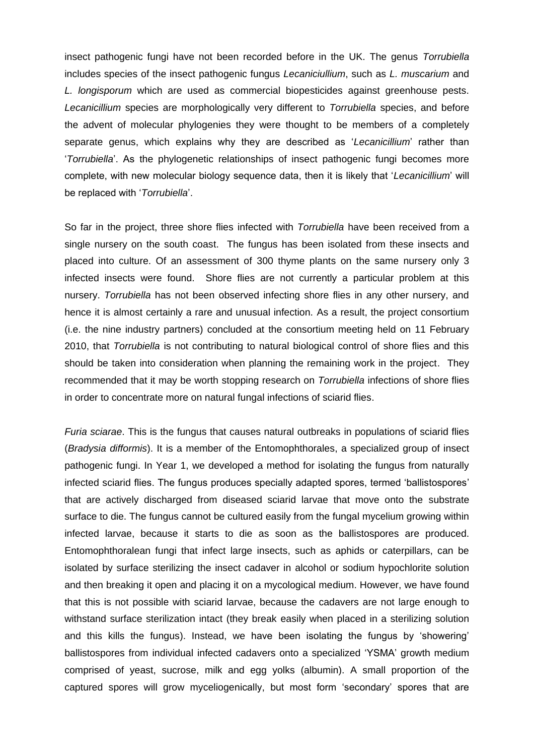insect pathogenic fungi have not been recorded before in the UK. The genus *Torrubiella* includes species of the insect pathogenic fungus *Lecaniciullium*, such as *L. muscarium* and *L. longisporum* which are used as commercial biopesticides against greenhouse pests. *Lecanicillium* species are morphologically very different to *Torrubiella* species, and before the advent of molecular phylogenies they were thought to be members of a completely separate genus, which explains why they are described as '*Lecanicillium*' rather than '*Torrubiella*'. As the phylogenetic relationships of insect pathogenic fungi becomes more complete, with new molecular biology sequence data, then it is likely that '*Lecanicillium*' will be replaced with '*Torrubiella*'.

So far in the project, three shore flies infected with *Torrubiella* have been received from a single nursery on the south coast. The fungus has been isolated from these insects and placed into culture. Of an assessment of 300 thyme plants on the same nursery only 3 infected insects were found. Shore flies are not currently a particular problem at this nursery. *Torrubiella* has not been observed infecting shore flies in any other nursery, and hence it is almost certainly a rare and unusual infection. As a result, the project consortium (i.e. the nine industry partners) concluded at the consortium meeting held on 11 February 2010, that *Torrubiella* is not contributing to natural biological control of shore flies and this should be taken into consideration when planning the remaining work in the project. They recommended that it may be worth stopping research on *Torrubiella* infections of shore flies in order to concentrate more on natural fungal infections of sciarid flies.

*Furia sciarae*. This is the fungus that causes natural outbreaks in populations of sciarid flies (*Bradysia difformis*). It is a member of the Entomophthorales, a specialized group of insect pathogenic fungi. In Year 1, we developed a method for isolating the fungus from naturally infected sciarid flies. The fungus produces specially adapted spores, termed 'ballistospores' that are actively discharged from diseased sciarid larvae that move onto the substrate surface to die. The fungus cannot be cultured easily from the fungal mycelium growing within infected larvae, because it starts to die as soon as the ballistospores are produced. Entomophthoralean fungi that infect large insects, such as aphids or caterpillars, can be isolated by surface sterilizing the insect cadaver in alcohol or sodium hypochlorite solution and then breaking it open and placing it on a mycological medium. However, we have found that this is not possible with sciarid larvae, because the cadavers are not large enough to withstand surface sterilization intact (they break easily when placed in a sterilizing solution and this kills the fungus). Instead, we have been isolating the fungus by 'showering' ballistospores from individual infected cadavers onto a specialized 'YSMA' growth medium comprised of yeast, sucrose, milk and egg yolks (albumin). A small proportion of the captured spores will grow myceliogenically, but most form 'secondary' spores that are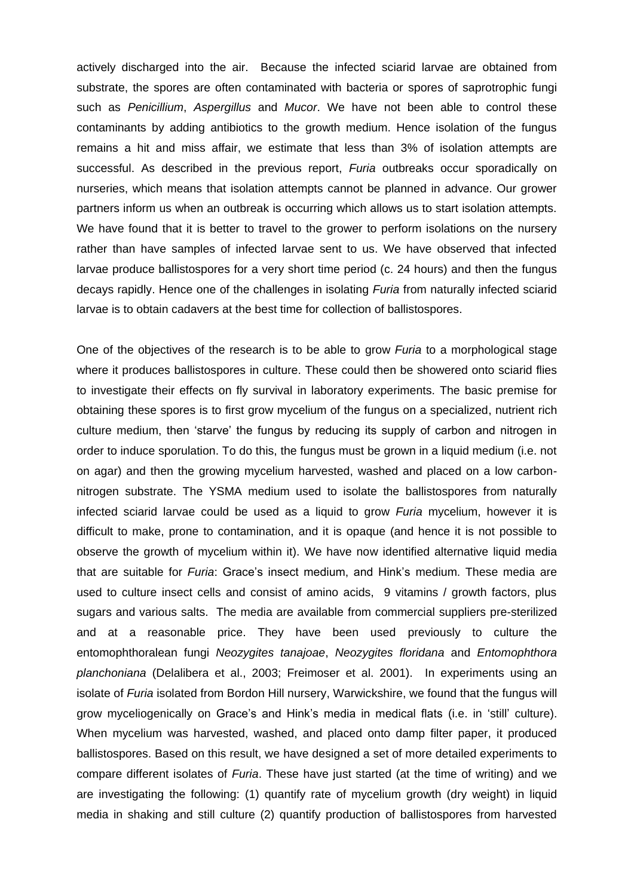actively discharged into the air. Because the infected sciarid larvae are obtained from substrate, the spores are often contaminated with bacteria or spores of saprotrophic fungi such as *Penicillium*, *Aspergillus* and *Mucor*. We have not been able to control these contaminants by adding antibiotics to the growth medium. Hence isolation of the fungus remains a hit and miss affair, we estimate that less than 3% of isolation attempts are successful. As described in the previous report, *Furia* outbreaks occur sporadically on nurseries, which means that isolation attempts cannot be planned in advance. Our grower partners inform us when an outbreak is occurring which allows us to start isolation attempts. We have found that it is better to travel to the grower to perform isolations on the nursery rather than have samples of infected larvae sent to us. We have observed that infected larvae produce ballistospores for a very short time period (c. 24 hours) and then the fungus decays rapidly. Hence one of the challenges in isolating *Furia* from naturally infected sciarid larvae is to obtain cadavers at the best time for collection of ballistospores.

One of the objectives of the research is to be able to grow *Furia* to a morphological stage where it produces ballistospores in culture. These could then be showered onto sciarid flies to investigate their effects on fly survival in laboratory experiments. The basic premise for obtaining these spores is to first grow mycelium of the fungus on a specialized, nutrient rich culture medium, then 'starve' the fungus by reducing its supply of carbon and nitrogen in order to induce sporulation. To do this, the fungus must be grown in a liquid medium (i.e. not on agar) and then the growing mycelium harvested, washed and placed on a low carbon-nitrogen substrate. The YSMA medium used to isolate the ballistospores from naturally infected sciarid larvae could be used as a liquid to grow *Furia* mycelium, however it is difficult to make, prone to contamination, and it is opaque (and hence it is not possible to observe the growth of mycelium within it). We have now identified alternative liquid media that are suitable for *Furia*: Grace's insect medium, and Hink's medium. These media are used to culture insect cells and consist of amino acids, 9 vitamins / growth factors, plus sugars and various salts. The media are available from commercial suppliers pre-sterilized and at a reasonable price. They have been used previously to culture the entomophthoralean fungi *Neozygites tanajoae*, *Neozygites floridana* and *Entomophthora planchoniana* (Delalibera et al., 2003; Freimoser et al. 2001). In experiments using an isolate of *Furia* isolated from Bordon Hill nursery, Warwickshire, we found that the fungus will grow myceliogenically on Grace's and Hink's media in medical flats (i.e. in 'still' culture). When mycelium was harvested, washed, and placed onto damp filter paper, it produced ballistospores. Based on this result, we have designed a set of more detailed experiments to compare different isolates of *Furia*. These have just started (at the time of writing) and we are investigating the following: (1) quantify rate of mycelium growth (dry weight) in liquid media in shaking and still culture (2) quantify production of ballistospores from harvested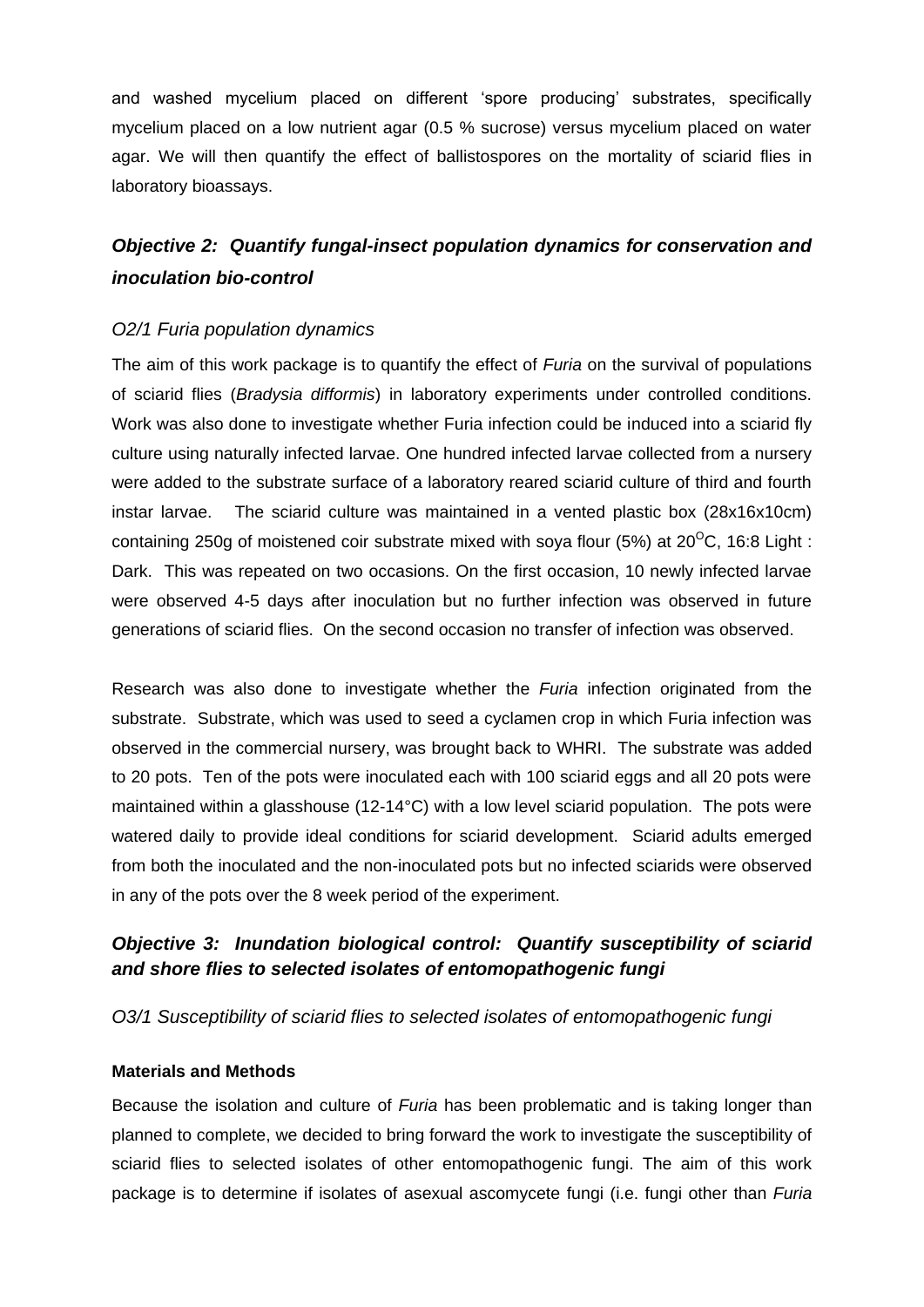and washed mycelium placed on different 'spore producing' substrates, specifically mycelium placed on a low nutrient agar (0.5 % sucrose) versus mycelium placed on water agar. We will then quantify the effect of ballistospores on the mortality of sciarid flies in laboratory bioassays.

## *Objective 2: Quantify fungal-insect population dynamics for conservation and inoculation bio-control*

### *O2/1 Furia population dynamics*

The aim of this work package is to quantify the effect of *Furia* on the survival of populations of sciarid flies (*Bradysia difformis*) in laboratory experiments under controlled conditions. Work was also done to investigate whether Furia infection could be induced into a sciarid fly culture using naturally infected larvae. One hundred infected larvae collected from a nursery were added to the substrate surface of a laboratory reared sciarid culture of third and fourth instar larvae. The sciarid culture was maintained in a vented plastic box (28x16x10cm) containing 250g of moistened coir substrate mixed with soya flour (5%) at 20$^{O}$C, 16:8 Light : Dark. This was repeated on two occasions. On the first occasion, 10 newly infected larvae were observed 4-5 days after inoculation but no further infection was observed in future generations of sciarid flies. On the second occasion no transfer of infection was observed.

Research was also done to investigate whether the *Furia* infection originated from the substrate. Substrate, which was used to seed a cyclamen crop in which Furia infection was observed in the commercial nursery, was brought back to WHRI. The substrate was added to 20 pots. Ten of the pots were inoculated each with 100 sciarid eggs and all 20 pots were maintained within a glasshouse (12-14°C) with a low level sciarid population. The pots were watered daily to provide ideal conditions for sciarid development. Sciarid adults emerged from both the inoculated and the non-inoculated pots but no infected sciarids were observed in any of the pots over the 8 week period of the experiment.

## *Objective 3: Inundation biological control: Quantify susceptibility of sciarid and shore flies to selected isolates of entomopathogenic fungi*

### *O3/1 Susceptibility of sciarid flies to selected isolates of entomopathogenic fungi*

**Materials and Methods**

Because the isolation and culture of *Furia* has been problematic and is taking longer than planned to complete, we decided to bring forward the work to investigate the susceptibility of sciarid flies to selected isolates of other entomopathogenic fungi. The aim of this work package is to determine if isolates of asexual ascomycete fungi (i.e. fungi other than *Furia*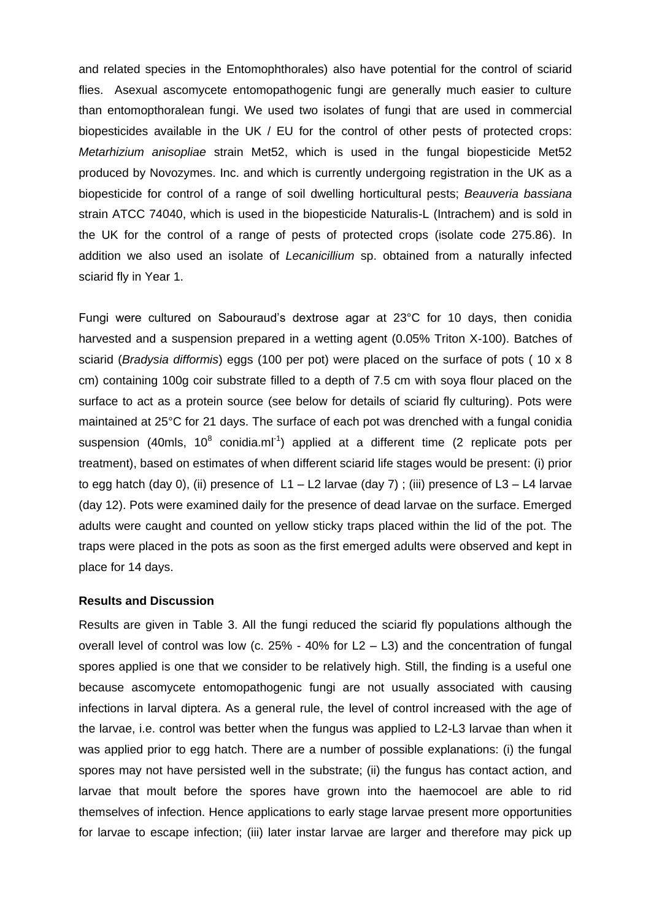and related species in the Entomophthorales) also have potential for the control of sciarid flies. Asexual ascomycete entomopathogenic fungi are generally much easier to culture than entomopthoralean fungi. We used two isolates of fungi that are used in commercial biopesticides available in the UK / EU for the control of other pests of protected crops: *Metarhizium anisopliae* strain Met52, which is used in the fungal biopesticide Met52 produced by Novozymes. Inc. and which is currently undergoing registration in the UK as a biopesticide for control of a range of soil dwelling horticultural pests; *Beauveria bassiana* strain ATCC 74040, which is used in the biopesticide Naturalis-L (Intrachem) and is sold in the UK for the control of a range of pests of protected crops (isolate code 275.86). In addition we also used an isolate of *Lecanicillium* sp. obtained from a naturally infected sciarid fly in Year 1.

Fungi were cultured on Sabouraud's dextrose agar at 23°C for 10 days, then conidia harvested and a suspension prepared in a wetting agent (0.05% Triton X-100). Batches of sciarid (*Bradysia difformis*) eggs (100 per pot) were placed on the surface of pots ( 10 x 8 cm) containing 100g coir substrate filled to a depth of 7.5 cm with soya flour placed on the surface to act as a protein source (see below for details of sciarid fly culturing). Pots were maintained at 25°C for 21 days. The surface of each pot was drenched with a fungal conidia suspension (40mls, $10^8$ conidia.ml$^{-1}$) applied at a different time (2 replicate pots per treatment), based on estimates of when different sciarid life stages would be present: (i) prior to egg hatch (day 0), (ii) presence of L1 – L2 larvae (day 7) ; (iii) presence of L3 – L4 larvae (day 12). Pots were examined daily for the presence of dead larvae on the surface. Emerged adults were caught and counted on yellow sticky traps placed within the lid of the pot. The traps were placed in the pots as soon as the first emerged adults were observed and kept in place for 14 days.

**Results and Discussion**

Results are given in Table 3. All the fungi reduced the sciarid fly populations although the overall level of control was low (c. 25% - 40% for L2 – L3) and the concentration of fungal spores applied is one that we consider to be relatively high. Still, the finding is a useful one because ascomycete entomopathogenic fungi are not usually associated with causing infections in larval diptera. As a general rule, the level of control increased with the age of the larvae, i.e. control was better when the fungus was applied to L2-L3 larvae than when it was applied prior to egg hatch. There are a number of possible explanations: (i) the fungal spores may not have persisted well in the substrate; (ii) the fungus has contact action, and larvae that moult before the spores have grown into the haemocoel are able to rid themselves of infection. Hence applications to early stage larvae present more opportunities for larvae to escape infection; (iii) later instar larvae are larger and therefore may pick up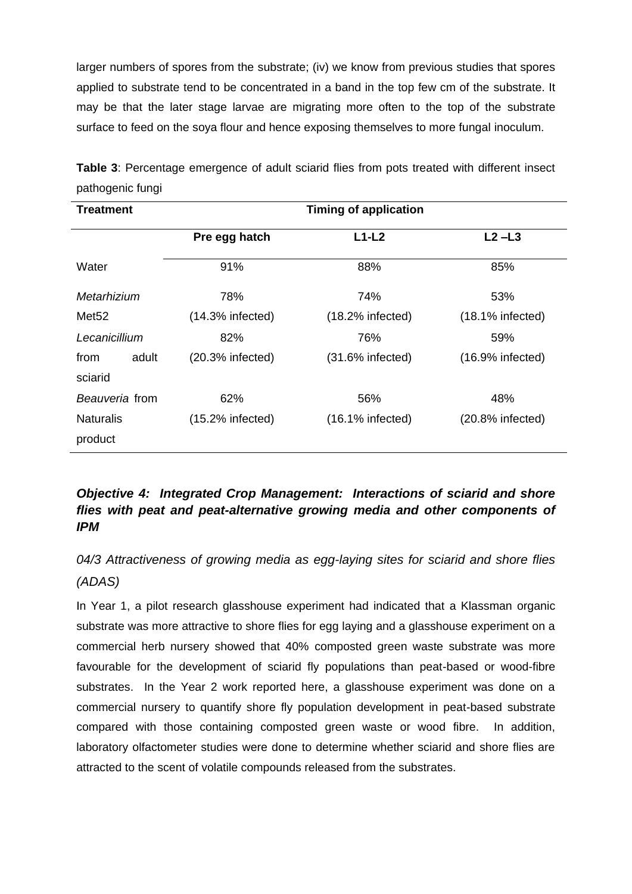larger numbers of spores from the substrate; (iv) we know from previous studies that spores applied to substrate tend to be concentrated in a band in the top few cm of the substrate. It may be that the later stage larvae are migrating more often to the top of the substrate surface to feed on the soya flour and hence exposing themselves to more fungal inoculum.

**Table 3**: Percentage emergence of adult sciarid flies from pots treated with different insect pathogenic fungi

| **Treatment** | **Timing of application** | | |
|---|---|---|---|
| | **Pre egg hatch** | **L1-L2** | **L2 –L3** |
| Water | 91% | 88% | 85% |
| *Metarhizium* Met52 | 78% (14.3% infected) | 74% (18.2% infected) | 53% (18.1% infected) |
| *Lecanicillium* from adult sciarid | 82% (20.3% infected) | 76% (31.6% infected) | 59% (16.9% infected) |
| *Beauveria* from Naturalis product | 62% (15.2% infected) | 56% (16.1% infected) | 48% (20.8% infected) |

### *Objective 4: Integrated Crop Management: Interactions of sciarid and shore flies with peat and peat-alternative growing media and other components of IPM*

#### *04/3 Attractiveness of growing media as egg-laying sites for sciarid and shore flies (ADAS)*

In Year 1, a pilot research glasshouse experiment had indicated that a Klassman organic substrate was more attractive to shore flies for egg laying and a glasshouse experiment on a commercial herb nursery showed that 40% composted green waste substrate was more favourable for the development of sciarid fly populations than peat-based or wood-fibre substrates. In the Year 2 work reported here, a glasshouse experiment was done on a commercial nursery to quantify shore fly population development in peat-based substrate compared with those containing composted green waste or wood fibre. In addition, laboratory olfactometer studies were done to determine whether sciarid and shore flies are attracted to the scent of volatile compounds released from the substrates.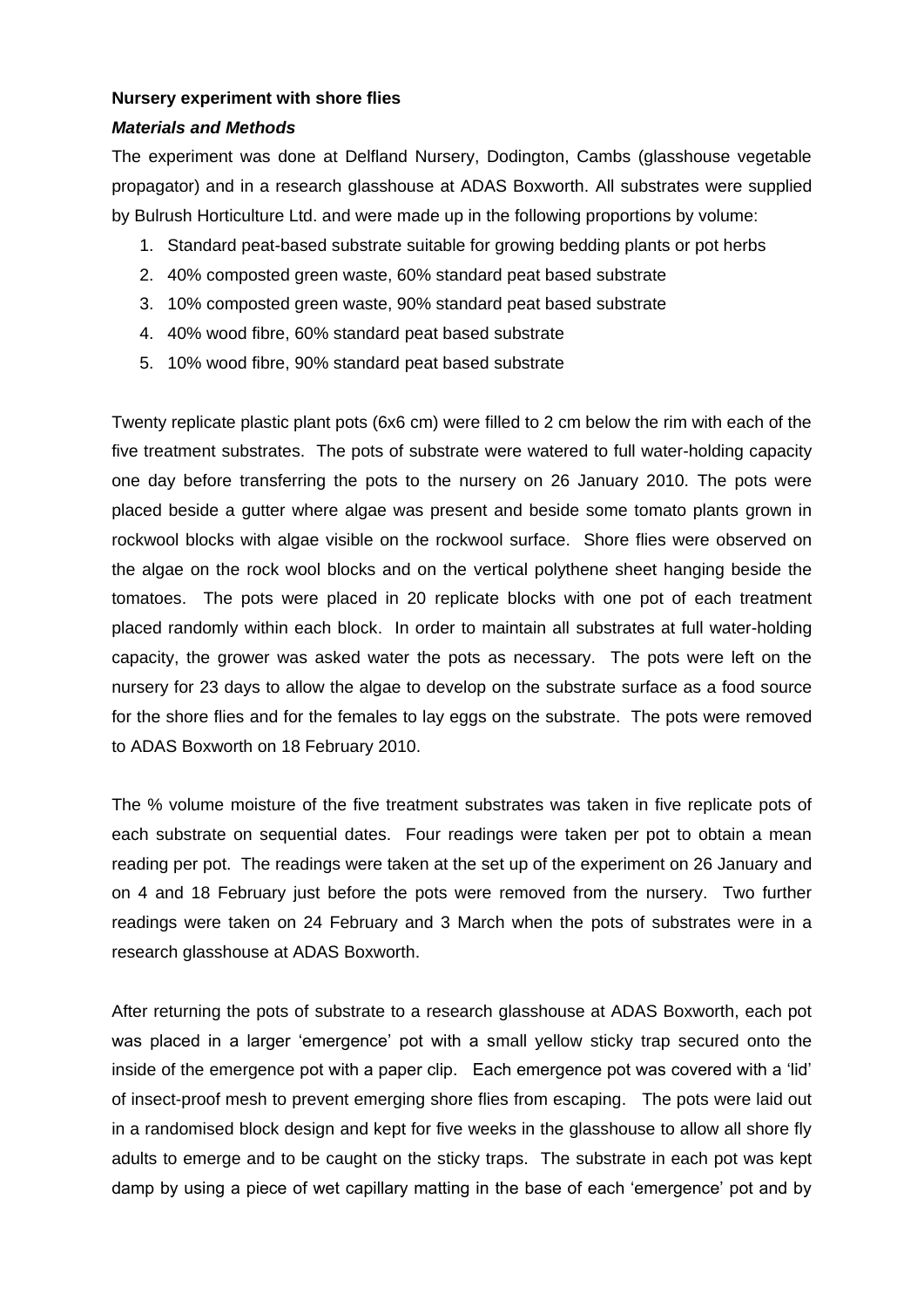**Nursery experiment with shore flies**

***Materials and Methods***

The experiment was done at Delfland Nursery, Dodington, Cambs (glasshouse vegetable propagator) and in a research glasshouse at ADAS Boxworth. All substrates were supplied by Bulrush Horticulture Ltd. and were made up in the following proportions by volume:

1. Standard peat-based substrate suitable for growing bedding plants or pot herbs
2. 40% composted green waste, 60% standard peat based substrate
3. 10% composted green waste, 90% standard peat based substrate
4. 40% wood fibre, 60% standard peat based substrate
5. 10% wood fibre, 90% standard peat based substrate

Twenty replicate plastic plant pots (6x6 cm) were filled to 2 cm below the rim with each of the five treatment substrates. The pots of substrate were watered to full water-holding capacity one day before transferring the pots to the nursery on 26 January 2010. The pots were placed beside a gutter where algae was present and beside some tomato plants grown in rockwool blocks with algae visible on the rockwool surface. Shore flies were observed on the algae on the rock wool blocks and on the vertical polythene sheet hanging beside the tomatoes. The pots were placed in 20 replicate blocks with one pot of each treatment placed randomly within each block. In order to maintain all substrates at full water-holding capacity, the grower was asked water the pots as necessary. The pots were left on the nursery for 23 days to allow the algae to develop on the substrate surface as a food source for the shore flies and for the females to lay eggs on the substrate. The pots were removed to ADAS Boxworth on 18 February 2010.

The % volume moisture of the five treatment substrates was taken in five replicate pots of each substrate on sequential dates. Four readings were taken per pot to obtain a mean reading per pot. The readings were taken at the set up of the experiment on 26 January and on 4 and 18 February just before the pots were removed from the nursery. Two further readings were taken on 24 February and 3 March when the pots of substrates were in a research glasshouse at ADAS Boxworth.

After returning the pots of substrate to a research glasshouse at ADAS Boxworth, each pot was placed in a larger 'emergence' pot with a small yellow sticky trap secured onto the inside of the emergence pot with a paper clip. Each emergence pot was covered with a 'lid' of insect-proof mesh to prevent emerging shore flies from escaping. The pots were laid out in a randomised block design and kept for five weeks in the glasshouse to allow all shore fly adults to emerge and to be caught on the sticky traps. The substrate in each pot was kept damp by using a piece of wet capillary matting in the base of each 'emergence' pot and by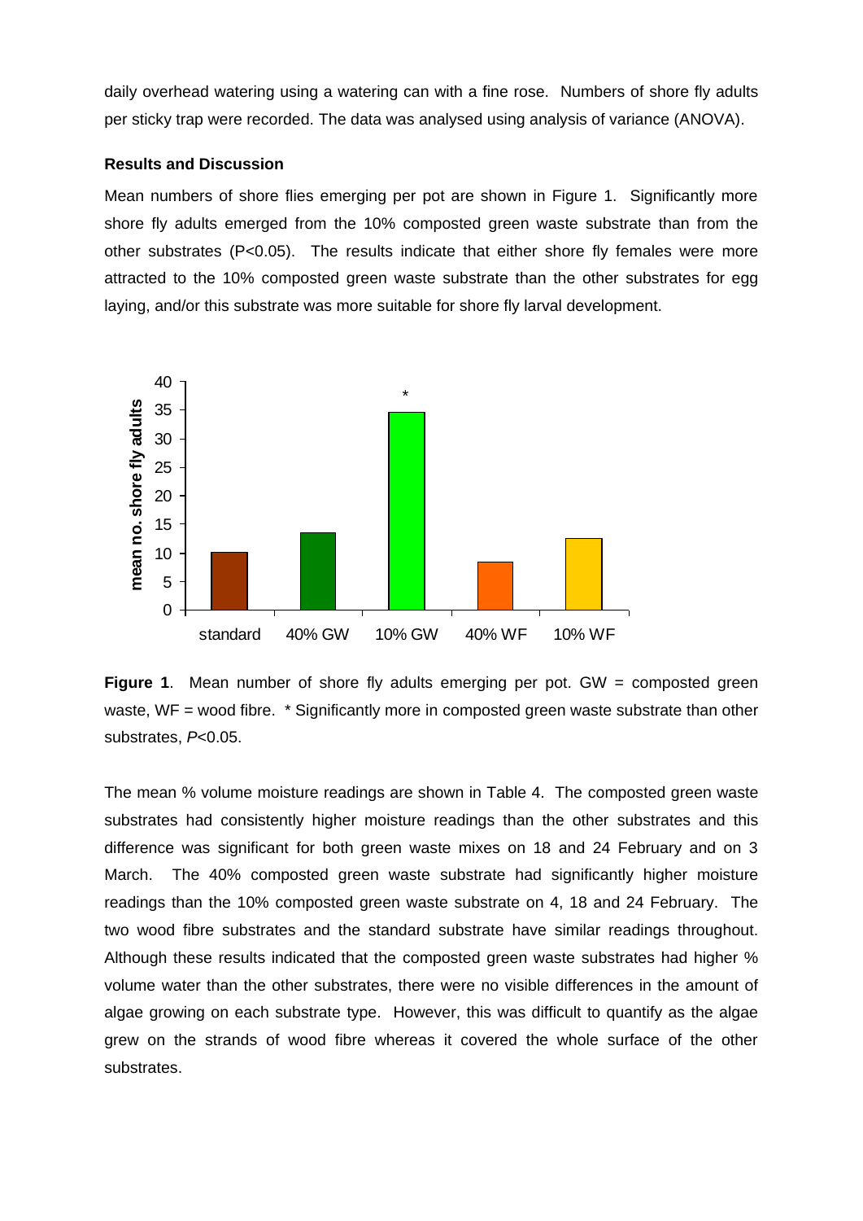daily overhead watering using a watering can with a fine rose. Numbers of shore fly adults per sticky trap were recorded. The data was analysed using analysis of variance (ANOVA).

**Results and Discussion**

Mean numbers of shore flies emerging per pot are shown in Figure 1. Significantly more shore fly adults emerged from the 10% composted green waste substrate than from the other substrates (P<0.05). The results indicate that either shore fly females were more attracted to the 10% composted green waste substrate than the other substrates for egg laying, and/or this substrate was more suitable for shore fly larval development.

**Figure 1**. Mean number of shore fly adults emerging per pot. GW = composted green waste, WF = wood fibre. * Significantly more in composted green waste substrate than other substrates, *P*<0.05.

The mean % volume moisture readings are shown in Table 4. The composted green waste substrates had consistently higher moisture readings than the other substrates and this difference was significant for both green waste mixes on 18 and 24 February and on 3 March. The 40% composted green waste substrate had significantly higher moisture readings than the 10% composted green waste substrate on 4, 18 and 24 February. The two wood fibre substrates and the standard substrate have similar readings throughout. Although these results indicated that the composted green waste substrates had higher % volume water than the other substrates, there were no visible differences in the amount of algae growing on each substrate type. However, this was difficult to quantify as the algae grew on the strands of wood fibre whereas it covered the whole surface of the other substrates.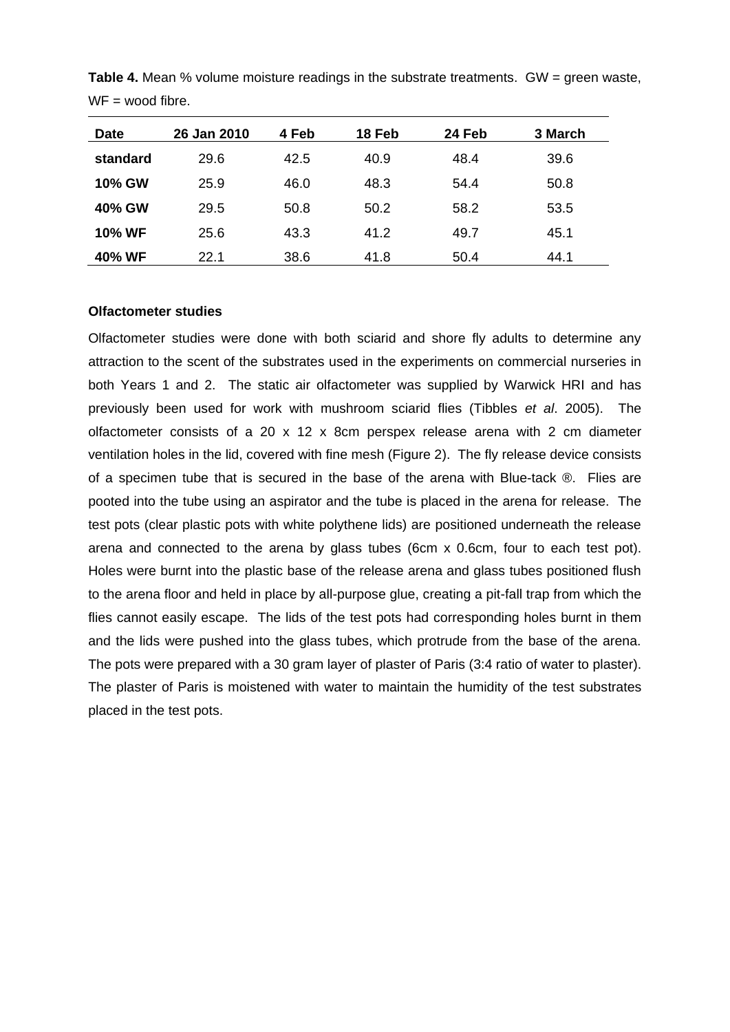**Table 4.** Mean % volume moisture readings in the substrate treatments. GW = green waste, WF = wood fibre.

| Date | 26 Jan 2010 | 4 Feb | 18 Feb | 24 Feb | 3 March |
|---|---|---|---|---|---|
| **standard** | 29.6 | 42.5 | 40.9 | 48.4 | 39.6 |
| **10% GW** | 25.9 | 46.0 | 48.3 | 54.4 | 50.8 |
| **40% GW** | 29.5 | 50.8 | 50.2 | 58.2 | 53.5 |
| **10% WF** | 25.6 | 43.3 | 41.2 | 49.7 | 45.1 |
| **40% WF** | 22.1 | 38.6 | 41.8 | 50.4 | 44.1 |

**Olfactometer studies**

Olfactometer studies were done with both sciarid and shore fly adults to determine any attraction to the scent of the substrates used in the experiments on commercial nurseries in both Years 1 and 2. The static air olfactometer was supplied by Warwick HRI and has previously been used for work with mushroom sciarid flies (Tibbles *et al*. 2005). The olfactometer consists of a 20 x 12 x 8cm perspex release arena with 2 cm diameter ventilation holes in the lid, covered with fine mesh (Figure 2). The fly release device consists of a specimen tube that is secured in the base of the arena with Blue-tack ®. Flies are pooted into the tube using an aspirator and the tube is placed in the arena for release. The test pots (clear plastic pots with white polythene lids) are positioned underneath the release arena and connected to the arena by glass tubes (6cm x 0.6cm, four to each test pot). Holes were burnt into the plastic base of the release arena and glass tubes positioned flush to the arena floor and held in place by all-purpose glue, creating a pit-fall trap from which the flies cannot easily escape. The lids of the test pots had corresponding holes burnt in them and the lids were pushed into the glass tubes, which protrude from the base of the arena. The pots were prepared with a 30 gram layer of plaster of Paris (3:4 ratio of water to plaster). The plaster of Paris is moistened with water to maintain the humidity of the test substrates placed in the test pots.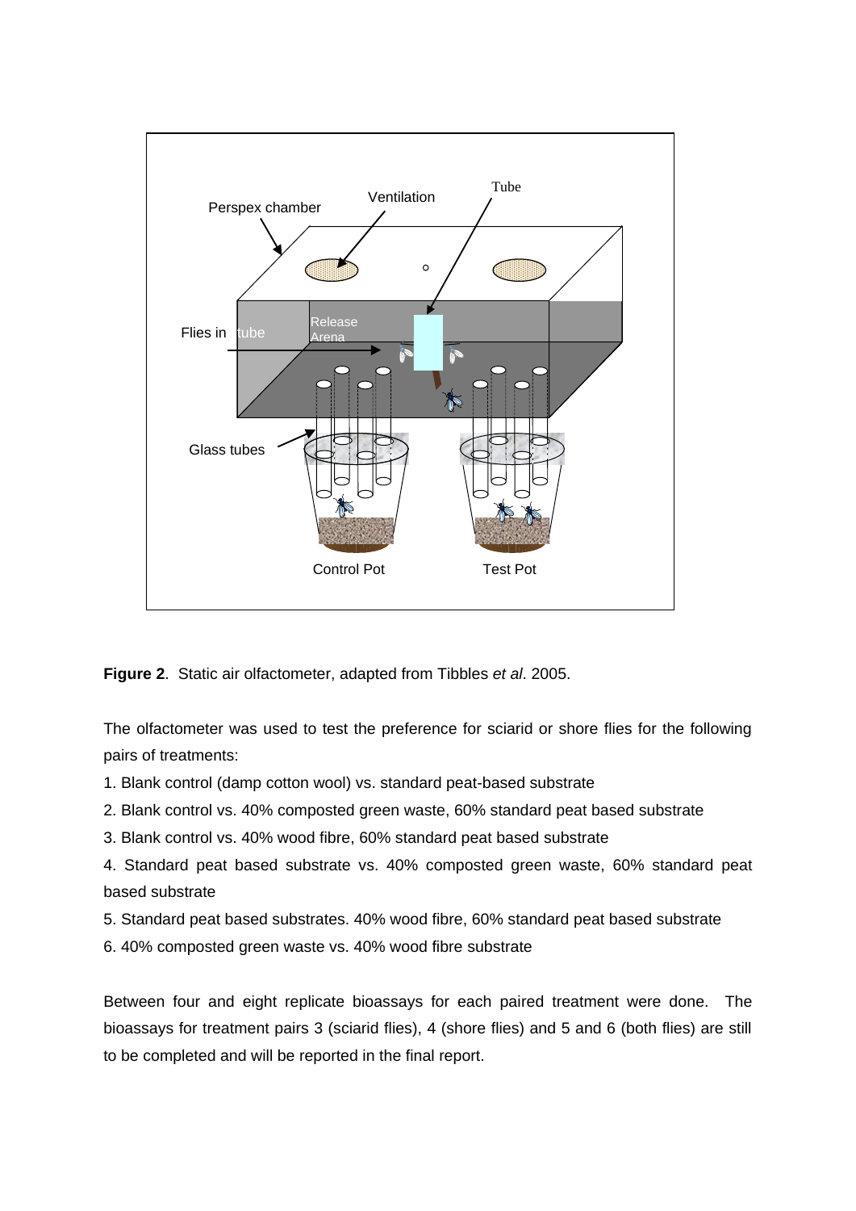**Figure 2**. Static air olfactometer, adapted from Tibbles *et al*. 2005.

The olfactometer was used to test the preference for sciarid or shore flies for the following pairs of treatments:

1. Blank control (damp cotton wool) vs. standard peat-based substrate
2. Blank control vs. 40% composted green waste, 60% standard peat based substrate
3. Blank control vs. 40% wood fibre, 60% standard peat based substrate
4. Standard peat based substrate vs. 40% composted green waste, 60% standard peat based substrate
5. Standard peat based substrates. 40% wood fibre, 60% standard peat based substrate
6. 40% composted green waste vs. 40% wood fibre substrate

Between four and eight replicate bioassays for each paired treatment were done. The bioassays for treatment pairs 3 (sciarid flies), 4 (shore flies) and 5 and 6 (both flies) are still to be completed and will be reported in the final report.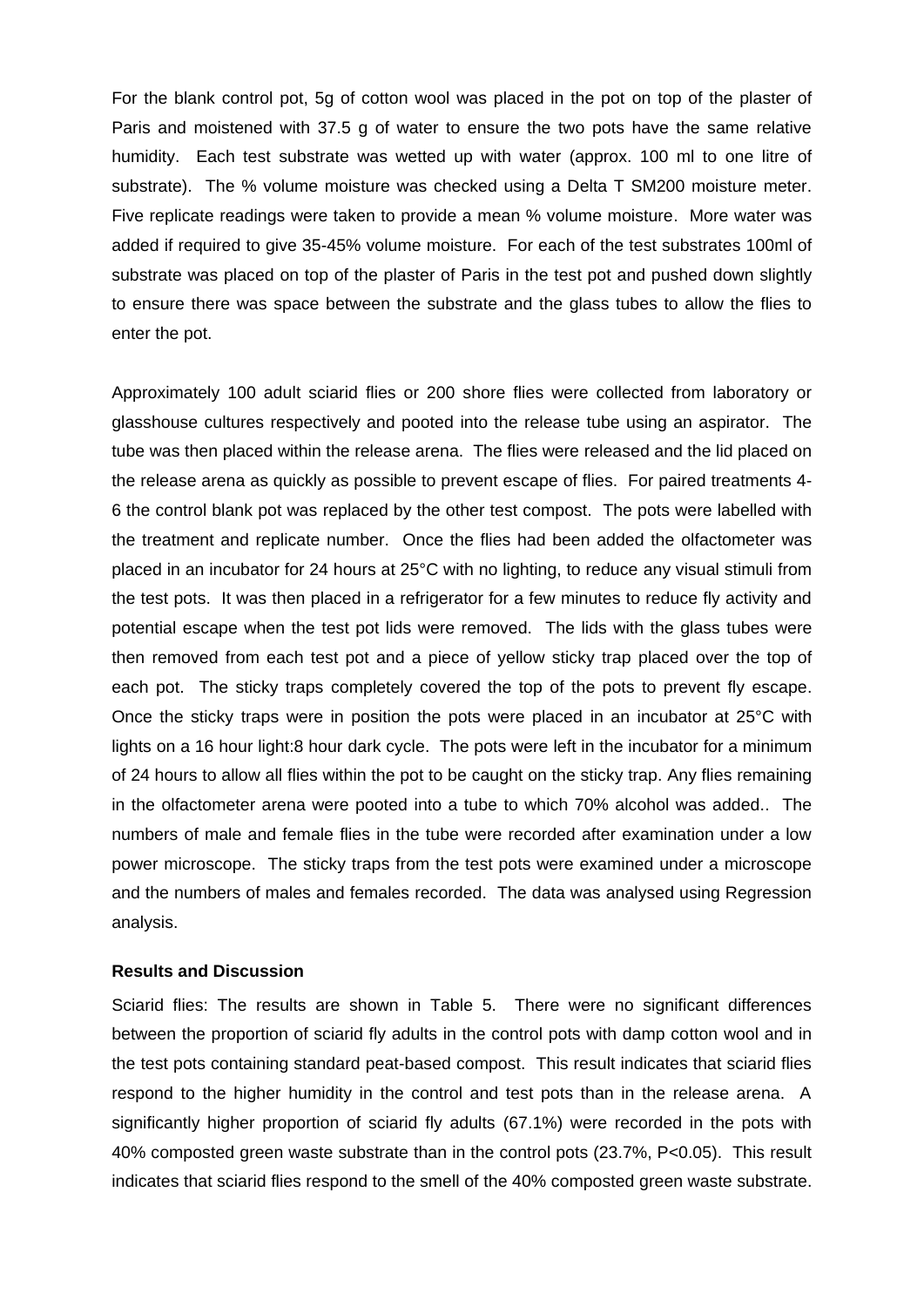For the blank control pot, 5g of cotton wool was placed in the pot on top of the plaster of Paris and moistened with 37.5 g of water to ensure the two pots have the same relative humidity. Each test substrate was wetted up with water (approx. 100 ml to one litre of substrate). The % volume moisture was checked using a Delta T SM200 moisture meter. Five replicate readings were taken to provide a mean % volume moisture. More water was added if required to give 35-45% volume moisture. For each of the test substrates 100ml of substrate was placed on top of the plaster of Paris in the test pot and pushed down slightly to ensure there was space between the substrate and the glass tubes to allow the flies to enter the pot.

Approximately 100 adult sciarid flies or 200 shore flies were collected from laboratory or glasshouse cultures respectively and pooted into the release tube using an aspirator. The tube was then placed within the release arena. The flies were released and the lid placed on the release arena as quickly as possible to prevent escape of flies. For paired treatments 4-6 the control blank pot was replaced by the other test compost. The pots were labelled with the treatment and replicate number. Once the flies had been added the olfactometer was placed in an incubator for 24 hours at 25°C with no lighting, to reduce any visual stimuli from the test pots. It was then placed in a refrigerator for a few minutes to reduce fly activity and potential escape when the test pot lids were removed. The lids with the glass tubes were then removed from each test pot and a piece of yellow sticky trap placed over the top of each pot. The sticky traps completely covered the top of the pots to prevent fly escape. Once the sticky traps were in position the pots were placed in an incubator at 25°C with lights on a 16 hour light:8 hour dark cycle. The pots were left in the incubator for a minimum of 24 hours to allow all flies within the pot to be caught on the sticky trap. Any flies remaining in the olfactometer arena were pooted into a tube to which 70% alcohol was added.. The numbers of male and female flies in the tube were recorded after examination under a low power microscope. The sticky traps from the test pots were examined under a microscope and the numbers of males and females recorded. The data was analysed using Regression analysis.

**Results and Discussion**

Sciarid flies: The results are shown in Table 5. There were no significant differences between the proportion of sciarid fly adults in the control pots with damp cotton wool and in the test pots containing standard peat-based compost. This result indicates that sciarid flies respond to the higher humidity in the control and test pots than in the release arena. A significantly higher proportion of sciarid fly adults (67.1%) were recorded in the pots with 40% composted green waste substrate than in the control pots (23.7%, $P<0.05$). This result indicates that sciarid flies respond to the smell of the 40% composted green waste substrate.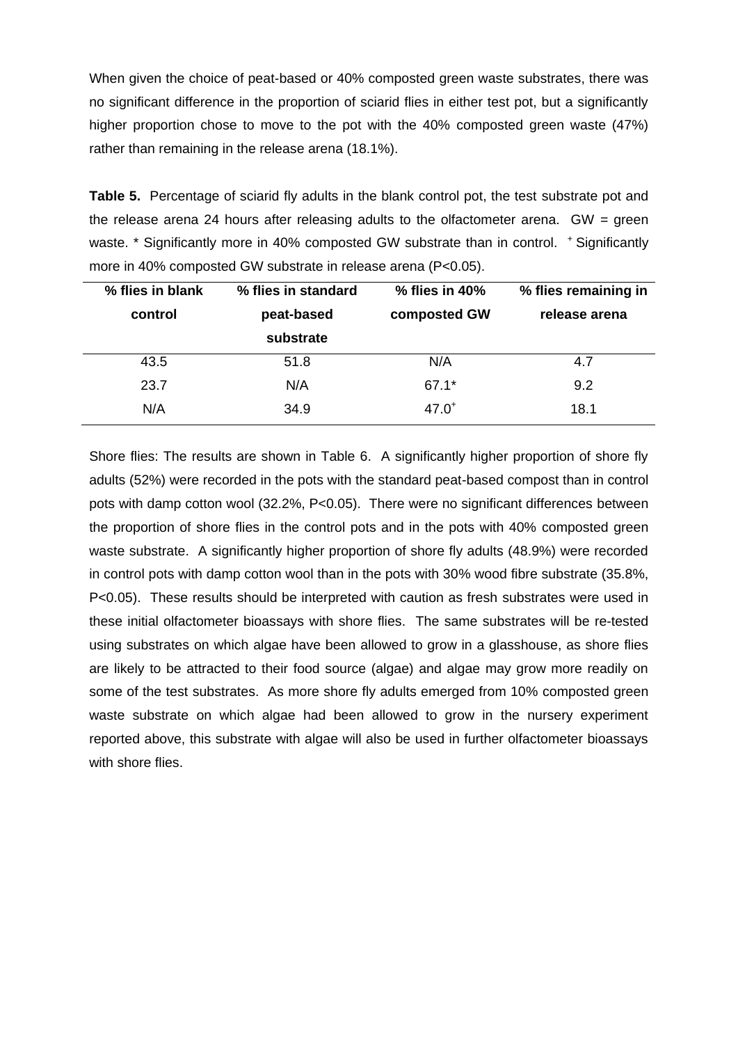When given the choice of peat-based or 40% composted green waste substrates, there was no significant difference in the proportion of sciarid flies in either test pot, but a significantly higher proportion chose to move to the pot with the 40% composted green waste (47%) rather than remaining in the release arena (18.1%).

**Table 5.** Percentage of sciarid fly adults in the blank control pot, the test substrate pot and the release arena 24 hours after releasing adults to the olfactometer arena. GW = green waste. * Significantly more in 40% composted GW substrate than in control. + Significantly more in 40% composted GW substrate in release arena (P<0.05).

| % flies in blank control | % flies in standard peat-based substrate | % flies in 40% composted GW | % flies remaining in release arena |
|---|---|---|---|
| 43.5 | 51.8 | N/A | 4.7 |
| 23.7 | N/A | 67.1* | 9.2 |
| N/A | 34.9 | $47.0^{+}$ | 18.1 |

Shore flies: The results are shown in Table 6. A significantly higher proportion of shore fly adults (52%) were recorded in the pots with the standard peat-based compost than in control pots with damp cotton wool (32.2%, P<0.05). There were no significant differences between the proportion of shore flies in the control pots and in the pots with 40% composted green waste substrate. A significantly higher proportion of shore fly adults (48.9%) were recorded in control pots with damp cotton wool than in the pots with 30% wood fibre substrate (35.8%, P<0.05). These results should be interpreted with caution as fresh substrates were used in these initial olfactometer bioassays with shore flies. The same substrates will be re-tested using substrates on which algae have been allowed to grow in a glasshouse, as shore flies are likely to be attracted to their food source (algae) and algae may grow more readily on some of the test substrates. As more shore fly adults emerged from 10% composted green waste substrate on which algae had been allowed to grow in the nursery experiment reported above, this substrate with algae will also be used in further olfactometer bioassays with shore flies.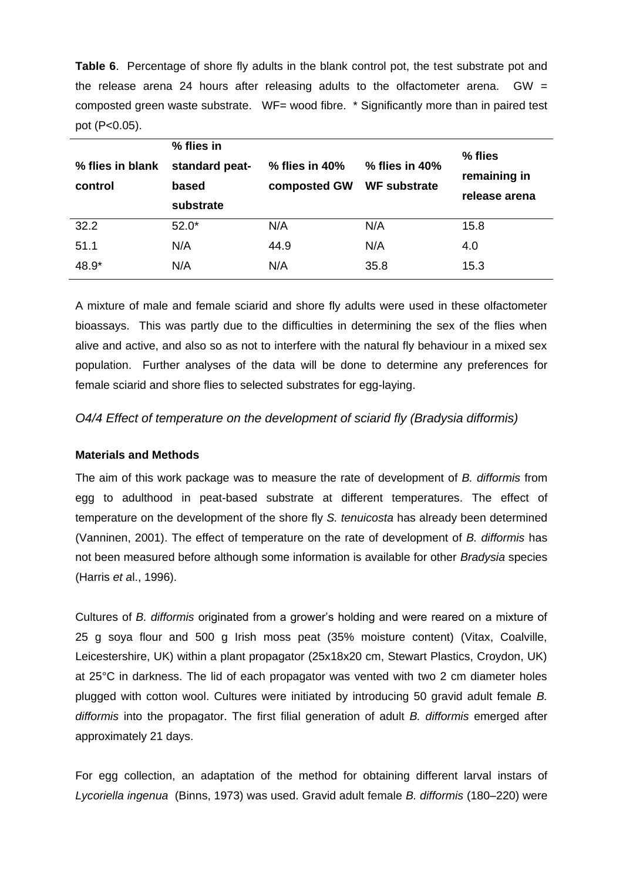**Table 6**. Percentage of shore fly adults in the blank control pot, the test substrate pot and the release arena 24 hours after releasing adults to the olfactometer arena. GW = composted green waste substrate. WF= wood fibre. * Significantly more than in paired test pot (P<0.05).

| % flies in blank control | % flies in standard peat-based substrate | % flies in 40% composted GW | % flies in 40% WF substrate | % flies remaining in release arena |
|---|---|---|---|---|
| 32.2 | 52.0* | N/A | N/A | 15.8 |
| 51.1 | N/A | 44.9 | N/A | 4.0 |
| 48.9* | N/A | N/A | 35.8 | 15.3 |

A mixture of male and female sciarid and shore fly adults were used in these olfactometer bioassays. This was partly due to the difficulties in determining the sex of the flies when alive and active, and also so as not to interfere with the natural fly behaviour in a mixed sex population. Further analyses of the data will be done to determine any preferences for female sciarid and shore flies to selected substrates for egg-laying.

### *O4/4 Effect of temperature on the development of sciarid fly (Bradysia difformis)*

**Materials and Methods**

The aim of this work package was to measure the rate of development of *B. difformis* from egg to adulthood in peat-based substrate at different temperatures. The effect of temperature on the development of the shore fly *S. tenuicosta* has already been determined (Vanninen, 2001). The effect of temperature on the rate of development of *B. difformis* has not been measured before although some information is available for other *Bradysia* species (Harris *et a*l., 1996).

Cultures of *B. difformis* originated from a grower's holding and were reared on a mixture of 25 g soya flour and 500 g Irish moss peat (35% moisture content) (Vitax, Coalville, Leicestershire, UK) within a plant propagator (25x18x20 cm, Stewart Plastics, Croydon, UK) at 25°C in darkness. The lid of each propagator was vented with two 2 cm diameter holes plugged with cotton wool. Cultures were initiated by introducing 50 gravid adult female *B. difformis* into the propagator. The first filial generation of adult *B. difformis* emerged after approximately 21 days.

For egg collection, an adaptation of the method for obtaining different larval instars of *Lycoriella ingenua* (Binns, 1973) was used. Gravid adult female *B. difformis* (180–220) were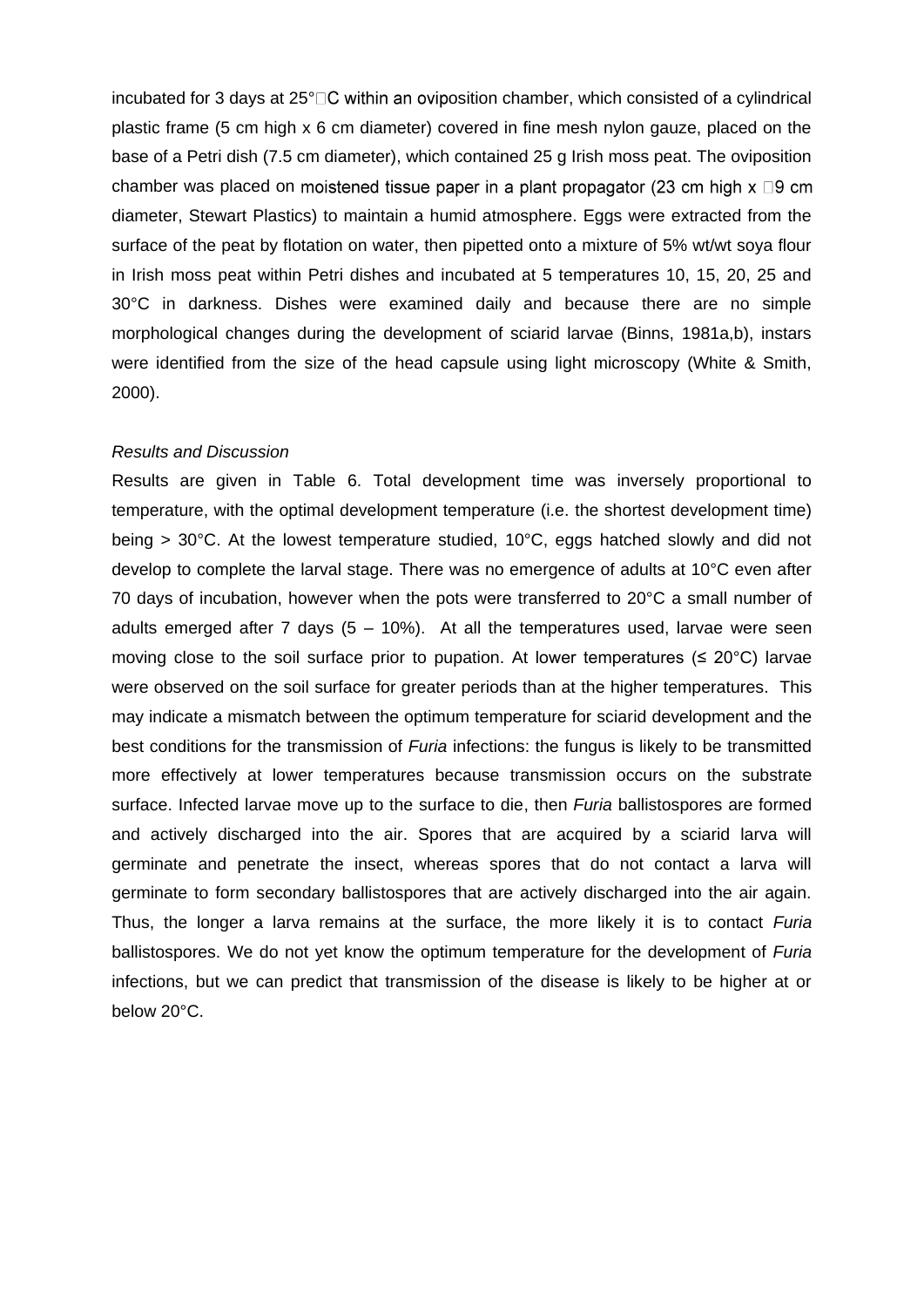incubated for 3 days at 25°C within an oviposition chamber, which consisted of a cylindrical plastic frame (5 cm high x 6 cm diameter) covered in fine mesh nylon gauze, placed on the base of a Petri dish (7.5 cm diameter), which contained 25 g Irish moss peat. The oviposition chamber was placed on moistened tissue paper in a plant propagator (23 cm high x 9 cm diameter, Stewart Plastics) to maintain a humid atmosphere. Eggs were extracted from the surface of the peat by flotation on water, then pipetted onto a mixture of 5% wt/wt soya flour in Irish moss peat within Petri dishes and incubated at 5 temperatures 10, 15, 20, 25 and 30°C in darkness. Dishes were examined daily and because there are no simple morphological changes during the development of sciarid larvae (Binns, 1981a,b), instars were identified from the size of the head capsule using light microscopy (White & Smith, 2000).

*Results and Discussion*

Results are given in Table 6. Total development time was inversely proportional to temperature, with the optimal development temperature (i.e. the shortest development time) being > 30°C. At the lowest temperature studied, 10°C, eggs hatched slowly and did not develop to complete the larval stage. There was no emergence of adults at 10°C even after 70 days of incubation, however when the pots were transferred to 20°C a small number of adults emerged after 7 days (5 – 10%). At all the temperatures used, larvae were seen moving close to the soil surface prior to pupation. At lower temperatures (≤ 20°C) larvae were observed on the soil surface for greater periods than at the higher temperatures. This may indicate a mismatch between the optimum temperature for sciarid development and the best conditions for the transmission of *Furia* infections: the fungus is likely to be transmitted more effectively at lower temperatures because transmission occurs on the substrate surface. Infected larvae move up to the surface to die, then *Furia* ballistospores are formed and actively discharged into the air. Spores that are acquired by a sciarid larva will germinate and penetrate the insect, whereas spores that do not contact a larva will germinate to form secondary ballistospores that are actively discharged into the air again. Thus, the longer a larva remains at the surface, the more likely it is to contact *Furia* ballistospores. We do not yet know the optimum temperature for the development of *Furia* infections, but we can predict that transmission of the disease is likely to be higher at or below 20°C.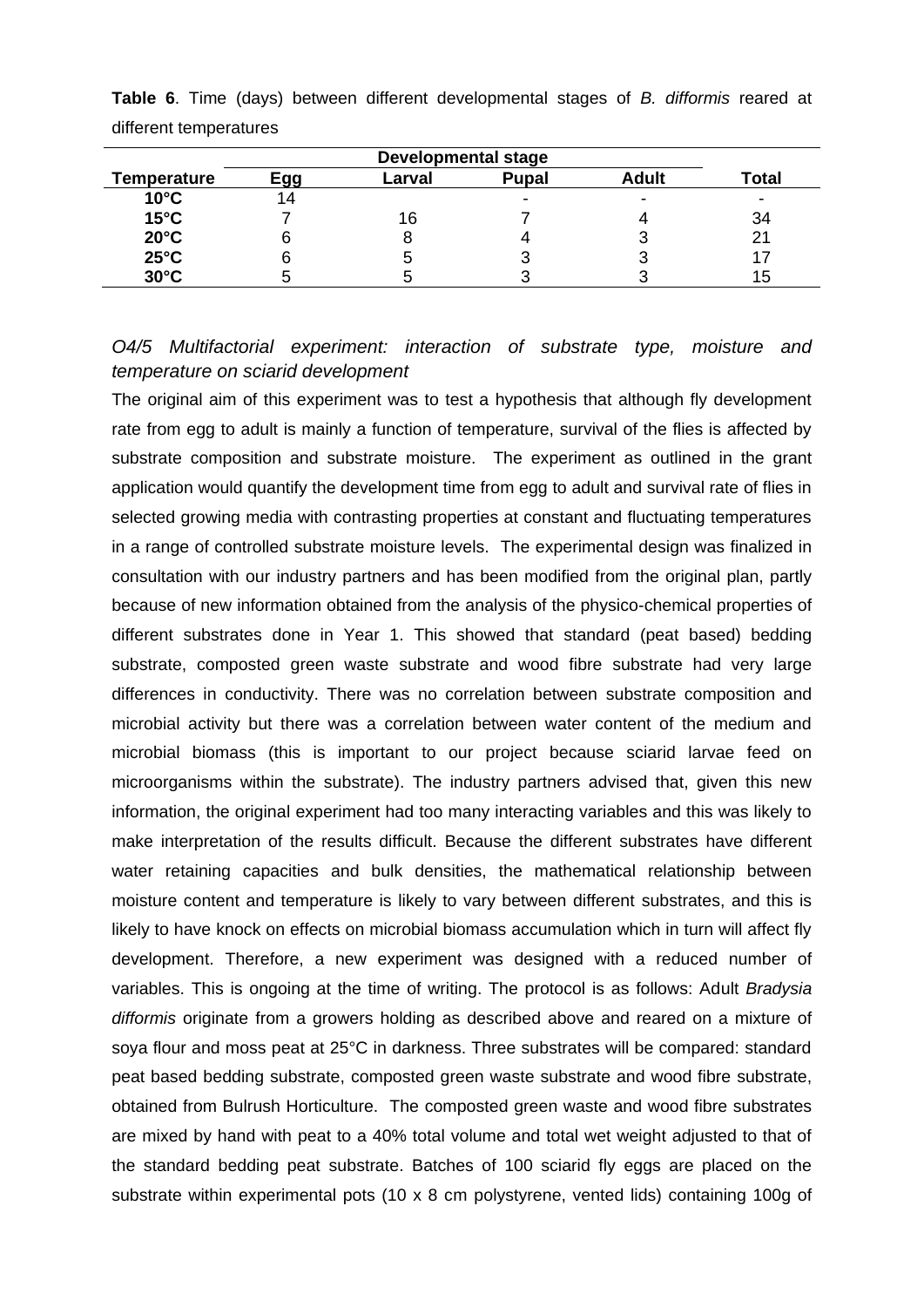**Table 6**. Time (days) between different developmental stages of *B. difformis* reared at different temperatures

| | Developmental stage | | | | |
|---|---|---|---|---|---|
| **Temperature** | **Egg** | **Larval** | **Pupal** | **Adult** | **Total** |
| **10°C** | 14 | | - | - | - |
| **15°C** | 7 | 16 | 7 | 4 | 34 |
| **20°C** | 6 | 8 | 4 | 3 | 21 |
| **25°C** | 6 | 5 | 3 | 3 | 17 |
| **30°C** | 5 | 5 | 3 | 3 | 15 |

### *O4/5 Multifactorial experiment: interaction of substrate type, moisture and temperature on sciarid development*

The original aim of this experiment was to test a hypothesis that although fly development rate from egg to adult is mainly a function of temperature, survival of the flies is affected by substrate composition and substrate moisture. The experiment as outlined in the grant application would quantify the development time from egg to adult and survival rate of flies in selected growing media with contrasting properties at constant and fluctuating temperatures in a range of controlled substrate moisture levels. The experimental design was finalized in consultation with our industry partners and has been modified from the original plan, partly because of new information obtained from the analysis of the physico-chemical properties of different substrates done in Year 1. This showed that standard (peat based) bedding substrate, composted green waste substrate and wood fibre substrate had very large differences in conductivity. There was no correlation between substrate composition and microbial activity but there was a correlation between water content of the medium and microbial biomass (this is important to our project because sciarid larvae feed on microorganisms within the substrate). The industry partners advised that, given this new information, the original experiment had too many interacting variables and this was likely to make interpretation of the results difficult. Because the different substrates have different water retaining capacities and bulk densities, the mathematical relationship between moisture content and temperature is likely to vary between different substrates, and this is likely to have knock on effects on microbial biomass accumulation which in turn will affect fly development. Therefore, a new experiment was designed with a reduced number of variables. This is ongoing at the time of writing. The protocol is as follows: Adult *Bradysia difformis* originate from a growers holding as described above and reared on a mixture of soya flour and moss peat at 25°C in darkness. Three substrates will be compared: standard peat based bedding substrate, composted green waste substrate and wood fibre substrate, obtained from Bulrush Horticulture. The composted green waste and wood fibre substrates are mixed by hand with peat to a 40% total volume and total wet weight adjusted to that of the standard bedding peat substrate. Batches of 100 sciarid fly eggs are placed on the substrate within experimental pots (10 x 8 cm polystyrene, vented lids) containing 100g of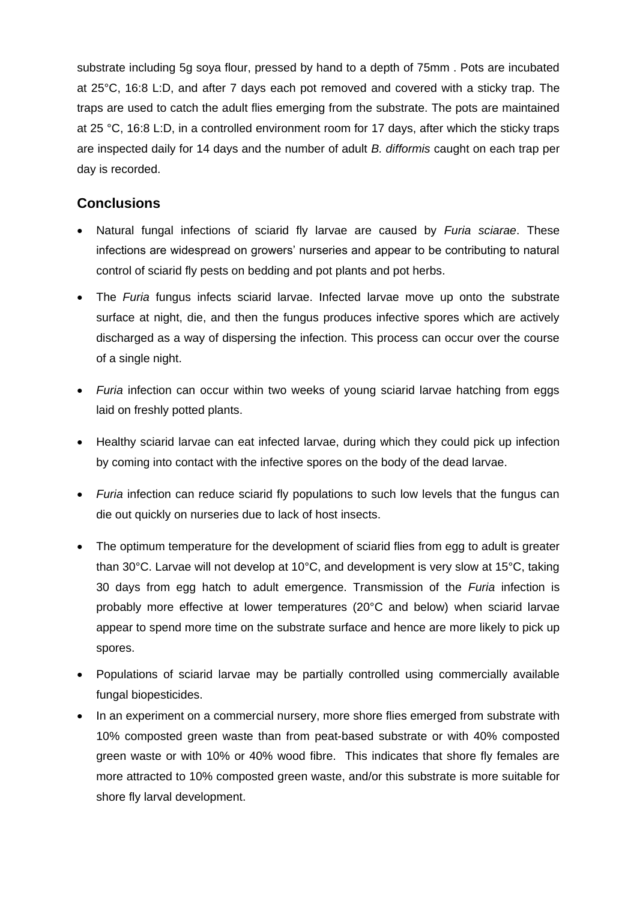substrate including 5g soya flour, pressed by hand to a depth of 75mm . Pots are incubated at 25°C, 16:8 L:D, and after 7 days each pot removed and covered with a sticky trap. The traps are used to catch the adult flies emerging from the substrate. The pots are maintained at 25 °C, 16:8 L:D, in a controlled environment room for 17 days, after which the sticky traps are inspected daily for 14 days and the number of adult *B. difformis* caught on each trap per day is recorded.

## Conclusions

- Natural fungal infections of sciarid fly larvae are caused by *Furia sciarae*. These infections are widespread on growers' nurseries and appear to be contributing to natural control of sciarid fly pests on bedding and pot plants and pot herbs.
- The *Furia* fungus infects sciarid larvae. Infected larvae move up onto the substrate surface at night, die, and then the fungus produces infective spores which are actively discharged as a way of dispersing the infection. This process can occur over the course of a single night.
- *Furia* infection can occur within two weeks of young sciarid larvae hatching from eggs laid on freshly potted plants.
- Healthy sciarid larvae can eat infected larvae, during which they could pick up infection by coming into contact with the infective spores on the body of the dead larvae.
- *Furia* infection can reduce sciarid fly populations to such low levels that the fungus can die out quickly on nurseries due to lack of host insects.
- The optimum temperature for the development of sciarid flies from egg to adult is greater than 30°C. Larvae will not develop at 10°C, and development is very slow at 15°C, taking 30 days from egg hatch to adult emergence. Transmission of the *Furia* infection is probably more effective at lower temperatures (20°C and below) when sciarid larvae appear to spend more time on the substrate surface and hence are more likely to pick up spores.
- Populations of sciarid larvae may be partially controlled using commercially available fungal biopesticides.
- In an experiment on a commercial nursery, more shore flies emerged from substrate with 10% composted green waste than from peat-based substrate or with 40% composted green waste or with 10% or 40% wood fibre. This indicates that shore fly females are more attracted to 10% composted green waste, and/or this substrate is more suitable for shore fly larval development.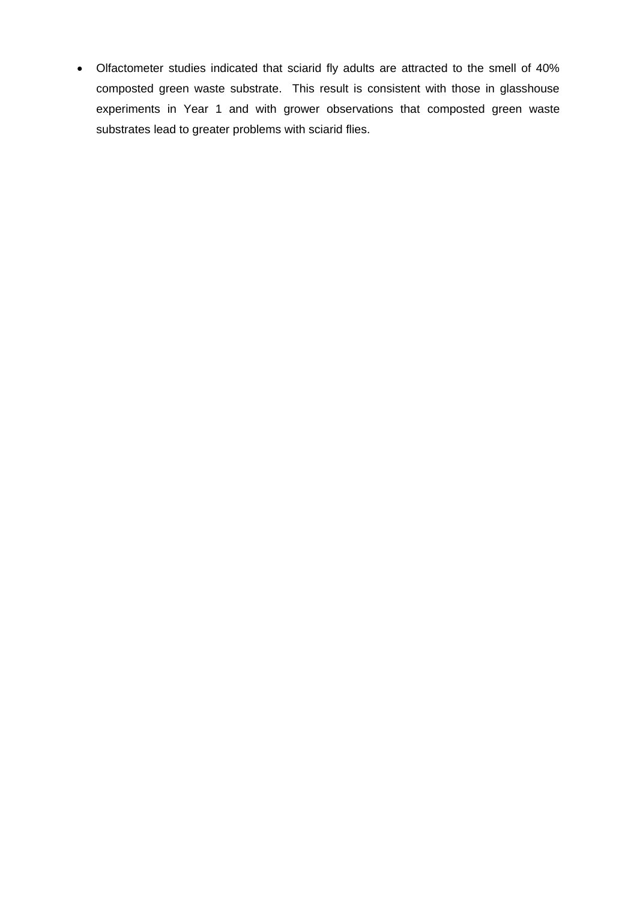- Olfactometer studies indicated that sciarid fly adults are attracted to the smell of 40% composted green waste substrate. This result is consistent with those in glasshouse experiments in Year 1 and with grower observations that composted green waste substrates lead to greater problems with sciarid flies.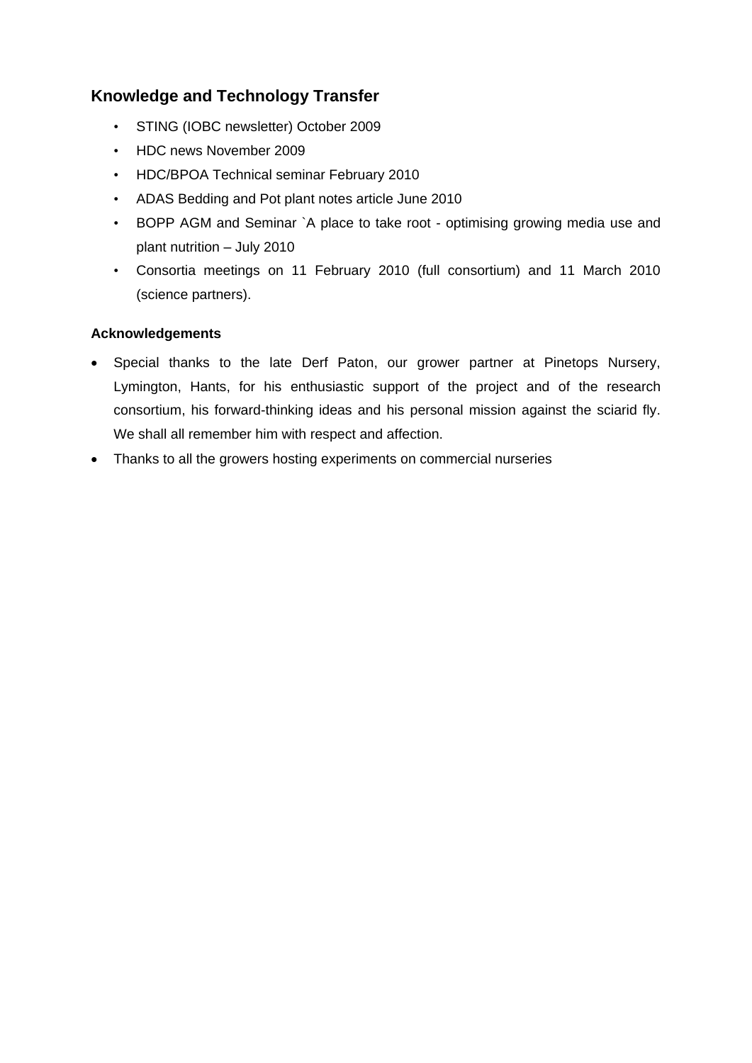## Knowledge and Technology Transfer

- STING (IOBC newsletter) October 2009
- HDC news November 2009
- HDC/BPOA Technical seminar February 2010
- ADAS Bedding and Pot plant notes article June 2010
- BOPP AGM and Seminar `A place to take root - optimising growing media use and plant nutrition – July 2010
- Consortia meetings on 11 February 2010 (full consortium) and 11 March 2010 (science partners).

### Acknowledgements

- Special thanks to the late Derf Paton, our grower partner at Pinetops Nursery, Lymington, Hants, for his enthusiastic support of the project and of the research consortium, his forward-thinking ideas and his personal mission against the sciarid fly. We shall all remember him with respect and affection.
- Thanks to all the growers hosting experiments on commercial nurseries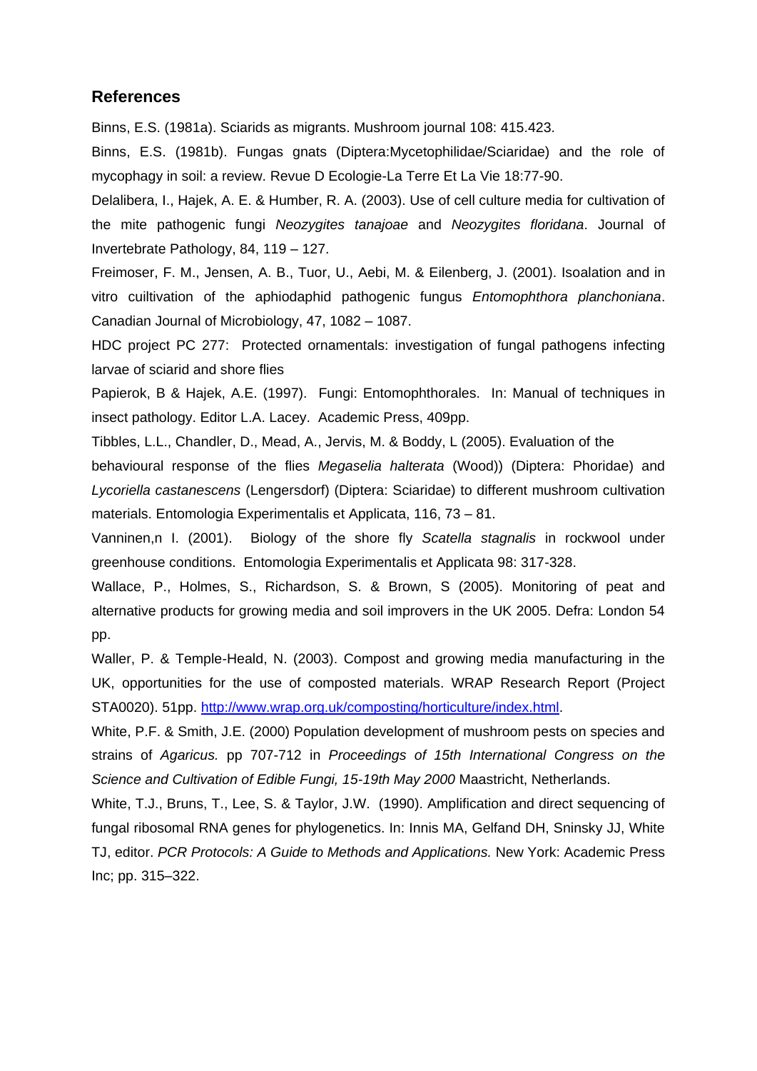## References

Binns, E.S. (1981a). Sciarids as migrants. Mushroom journal 108: 415.423.

Binns, E.S. (1981b). Fungas gnats (Diptera:Mycetophilidae/Sciaridae) and the role of mycophagy in soil: a review. Revue D Ecologie-La Terre Et La Vie 18:77-90.

Delalibera, I., Hajek, A. E. & Humber, R. A. (2003). Use of cell culture media for cultivation of the mite pathogenic fungi *Neozygites tanajoae* and *Neozygites floridana*. Journal of Invertebrate Pathology, 84, 119 – 127.

Freimoser, F. M., Jensen, A. B., Tuor, U., Aebi, M. & Eilenberg, J. (2001). Isoalation and in vitro cuiltivation of the aphiodaphid pathogenic fungus *Entomophthora planchoniana*. Canadian Journal of Microbiology, 47, 1082 – 1087.

HDC project PC 277: Protected ornamentals: investigation of fungal pathogens infecting larvae of sciarid and shore flies

Papierok, B & Hajek, A.E. (1997). Fungi: Entomophthorales. In: Manual of techniques in insect pathology. Editor L.A. Lacey. Academic Press, 409pp.

Tibbles, L.L., Chandler, D., Mead, A., Jervis, M. & Boddy, L (2005). Evaluation of the behavioural response of the flies *Megaselia halterata* (Wood)) (Diptera: Phoridae) and *Lycoriella castanescens* (Lengersdorf) (Diptera: Sciaridae) to different mushroom cultivation materials. Entomologia Experimentalis et Applicata, 116, 73 – 81.

Vanninen,n I. (2001). Biology of the shore fly *Scatella stagnalis* in rockwool under greenhouse conditions. Entomologia Experimentalis et Applicata 98: 317-328.

Wallace, P., Holmes, S., Richardson, S. & Brown, S (2005). Monitoring of peat and alternative products for growing media and soil improvers in the UK 2005. Defra: London 54 pp.

Waller, P. & Temple-Heald, N. (2003). Compost and growing media manufacturing in the UK, opportunities for the use of composted materials. WRAP Research Report (Project STA0020). 51pp. http://www.wrap.org.uk/composting/horticulture/index.html.

White, P.F. & Smith, J.E. (2000) Population development of mushroom pests on species and strains of *Agaricus.* pp 707-712 in *Proceedings of 15th International Congress on the Science and Cultivation of Edible Fungi, 15-19th May 2000* Maastricht, Netherlands.

White, T.J., Bruns, T., Lee, S. & Taylor, J.W. (1990). Amplification and direct sequencing of fungal ribosomal RNA genes for phylogenetics. In: Innis MA, Gelfand DH, Sninsky JJ, White TJ, editor. *PCR Protocols: A Guide to Methods and Applications.* New York: Academic Press Inc; pp. 315–322.